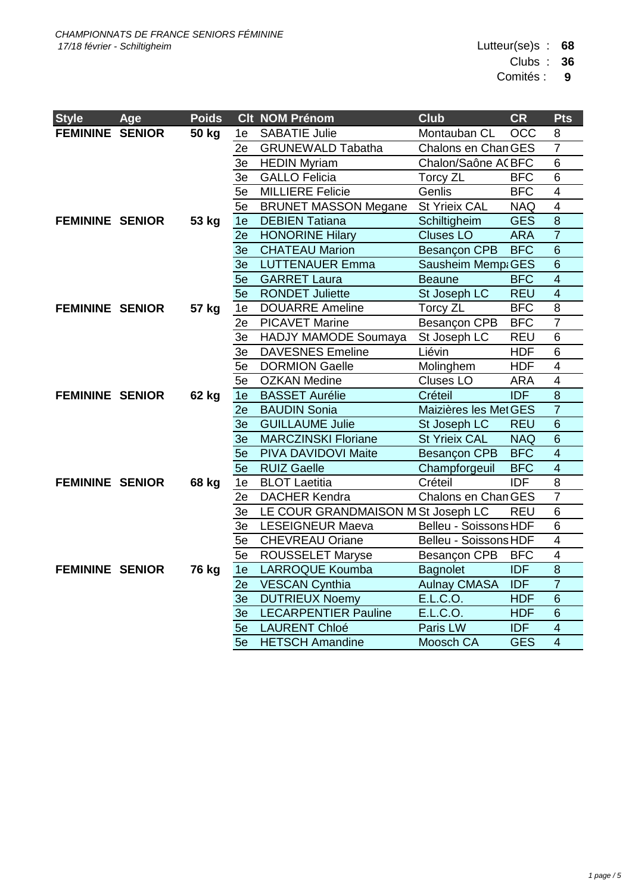*CHAMPIONNATS DE FRANCE SENIORS FÉMININE*
*17/18 février - Schiltigheim*

Lutteur(se)s : **68**
Clubs : **36**
Comités : **9**

| Style | Age | Poids | Clt | NOM Prénom | Club | CR | Pts |
|---|---|---|---|---|---|---|---|
| **FEMININE** | **SENIOR** | **50 kg** | 1e | SABATIE Julie | Montauban CL | OCC | 8 |
| | | | 2e | GRUNEWALD Tabatha | Chalons en Chan | GES | 7 |
| | | | 3e | HEDIN Myriam | Chalon/Saône AC | BFC | 6 |
| | | | 3e | GALLO Felicia | Torcy ZL | BFC | 6 |
| | | | 5e | MILLIERE Felicie | Genlis | BFC | 4 |
| | | | 5e | BRUNET MASSON Megane | St Yrieix CAL | NAQ | 4 |
| **FEMININE** | **SENIOR** | **53 kg** | 1e | DEBIEN Tatiana | Schiltigheim | GES | 8 |
| | | | 2e | HONORINE Hilary | Cluses LO | ARA | 7 |
| | | | 3e | CHATEAU Marion | Besançon CPB | BFC | 6 |
| | | | 3e | LUTTENAUER Emma | Sausheim Mempa | GES | 6 |
| | | | 5e | GARRET Laura | Beaune | BFC | 4 |
| | | | 5e | RONDET Juliette | St Joseph LC | REU | 4 |
| **FEMININE** | **SENIOR** | **57 kg** | 1e | DOUARRE Ameline | Torcy ZL | BFC | 8 |
| | | | 2e | PICAVET Marine | Besançon CPB | BFC | 7 |
| | | | 3e | HADJY MAMODE Soumaya | St Joseph LC | REU | 6 |
| | | | 3e | DAVESNES Emeline | Liévin | HDF | 6 |
| | | | 5e | DORMION Gaelle | Molinghem | HDF | 4 |
| | | | 5e | OZKAN Medine | Cluses LO | ARA | 4 |
| **FEMININE** | **SENIOR** | **62 kg** | 1e | BASSET Aurélie | Créteil | IDF | 8 |
| | | | 2e | BAUDIN Sonia | Maizières les Met | GES | 7 |
| | | | 3e | GUILLAUME Julie | St Joseph LC | REU | 6 |
| | | | 3e | MARCZINSKI Floriane | St Yrieix CAL | NAQ | 6 |
| | | | 5e | PIVA DAVIDOVI Maite | Besançon CPB | BFC | 4 |
| | | | 5e | RUIZ Gaelle | Champforgeuil | BFC | 4 |
| **FEMININE** | **SENIOR** | **68 kg** | 1e | BLOT Laetitia | Créteil | IDF | 8 |
| | | | 2e | DACHER Kendra | Chalons en Chan | GES | 7 |
| | | | 3e | LE COUR GRANDMAISON M | St Joseph LC | REU | 6 |
| | | | 3e | LESEIGNEUR Maeva | Belleu - Soissons | HDF | 6 |
| | | | 5e | CHEVREAU Oriane | Belleu - Soissons | HDF | 4 |
| | | | 5e | ROUSSELET Maryse | Besançon CPB | BFC | 4 |
| **FEMININE** | **SENIOR** | **76 kg** | 1e | LARROQUE Koumba | Bagnolet | IDF | 8 |
| | | | 2e | VESCAN Cynthia | Aulnay CMASA | IDF | 7 |
| | | | 3e | DUTRIEUX Noemy | E.L.C.O. | HDF | 6 |
| | | | 3e | LECARPENTIER Pauline | E.L.C.O. | HDF | 6 |
| | | | 5e | LAURENT Chloé | Paris LW | IDF | 4 |
| | | | 5e | HETSCH Amandine | Moosch CA | GES | 4 |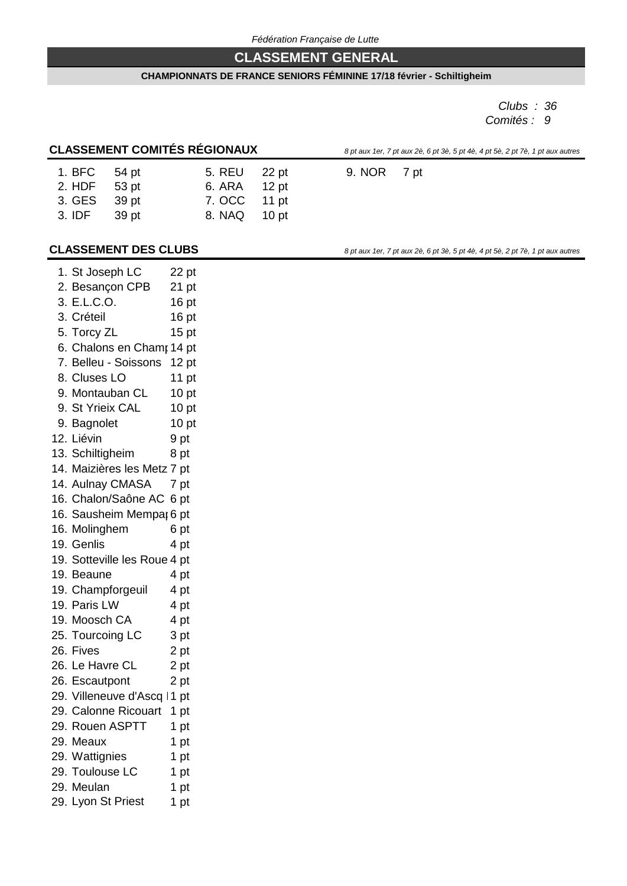*Fédération Française de Lutte*

# CLASSEMENT GENERAL

**CHAMPIONNATS DE FRANCE SENIORS FÉMININE 17/18 février - Schiltigheim**

*Clubs : 36*
*Comités : 9*

## CLASSEMENT COMITÉS RÉGIONAUX

*8 pt aux 1er, 7 pt aux 2è, 6 pt 3è, 5 pt 4è, 4 pt 5è, 2 pt 7è, 1 pt aux autres*

| Rang | Comité | Points |
|---|---|---|
| 1. | BFC | 54 pt |
| 2. | HDF | 53 pt |
| 3. | GES | 39 pt |
| 3. | IDF | 39 pt |
| 5. | REU | 22 pt |
| 6. | ARA | 12 pt |
| 7. | OCC | 11 pt |
| 8. | NAQ | 10 pt |
| 9. | NOR | 7 pt |

## CLASSEMENT DES CLUBS

*8 pt aux 1er, 7 pt aux 2è, 6 pt 3è, 5 pt 4è, 4 pt 5è, 2 pt 7è, 1 pt aux autres*

| Rang | Club | Points |
|---|---|---|
| 1. | St Joseph LC | 22 pt |
| 2. | Besançon CPB | 21 pt |
| 3. | E.L.C.O. | 16 pt |
| 3. | Créteil | 16 pt |
| 5. | Torcy ZL | 15 pt |
| 6. | Chalons en Cham | 14 pt |
| 7. | Belleu - Soissons | 12 pt |
| 8. | Cluses LO | 11 pt |
| 9. | Montauban CL | 10 pt |
| 9. | St Yrieix CAL | 10 pt |
| 9. | Bagnolet | 10 pt |
| 12. | Liévin | 9 pt |
| 13. | Schiltigheim | 8 pt |
| 14. | Maizières les Metz | 7 pt |
| 14. | Aulnay CMASA | 7 pt |
| 16. | Chalon/Saône AC | 6 pt |
| 16. | Sausheim Mempa | 6 pt |
| 16. | Molinghem | 6 pt |
| 19. | Genlis | 4 pt |
| 19. | Sotteville les Roue | 4 pt |
| 19. | Beaune | 4 pt |
| 19. | Champforgeuil | 4 pt |
| 19. | Paris LW | 4 pt |
| 19. | Moosch CA | 4 pt |
| 25. | Tourcoing LC | 3 pt |
| 26. | Fives | 2 pt |
| 26. | Le Havre CL | 2 pt |
| 26. | Escautpont | 2 pt |
| 29. | Villeneuve d'Ascq | 1 pt |
| 29. | Calonne Ricouart | 1 pt |
| 29. | Rouen ASPTT | 1 pt |
| 29. | Meaux | 1 pt |
| 29. | Wattignies | 1 pt |
| 29. | Toulouse LC | 1 pt |
| 29. | Meulan | 1 pt |
| 29. | Lyon St Priest | 1 pt |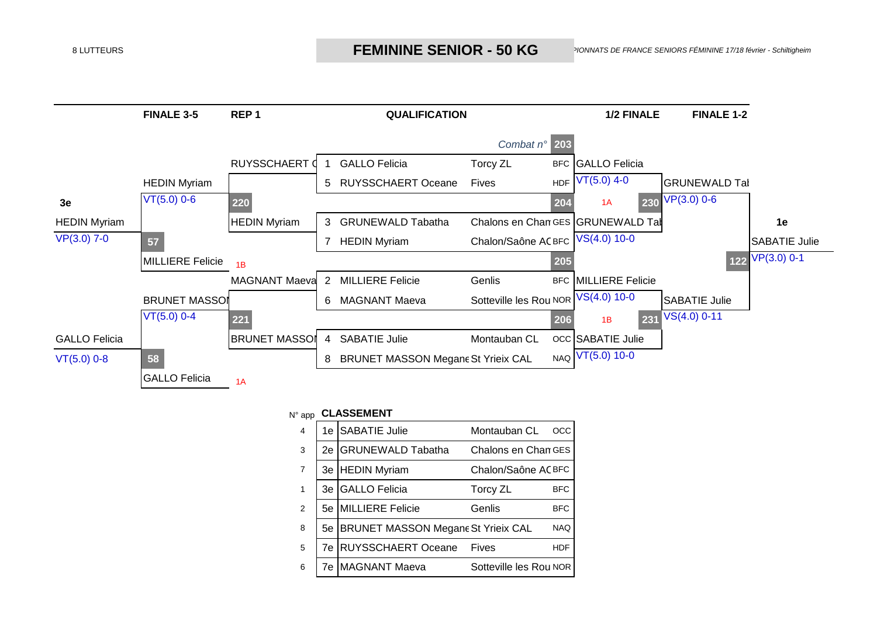8 LUTTEURS

# FEMININE SENIOR - 50 KG

*CHAMPIONNATS DE FRANCE SENIORS FÉMININE 17/18 février - Schiltigheim*

| FINALE 3-5 | REP 1 | QUALIFICATION | 1/2 FINALE | FINALE 1-2 |
|---|---|---|---|---|

*Combat n°* 203

**QUALIFICATION**

| N° | Nom | Club | Ligue |
|---|---|---|---|
| 1 | GALLO Felicia | Torcy ZL | BFC |
| 5 | RUYSSCHAERT Oceane | Fives | HDF |
| 3 | GRUNEWALD Tabatha | Chalons en Chan | GES |
| 7 | HEDIN Myriam | Chalon/Saône AC | BFC |
| 2 | MILLIERE Felicie | Genlis | BFC |
| 6 | MAGNANT Maeva | Sotteville les Rou | NOR |
| 4 | SABATIE Julie | Montauban CL | OCC |
| 8 | BRUNET MASSON Megane | St Yrieix CAL | NAQ |

**1/2 FINALE**

- Combat 203 : GALLO Felicia — VT(5.0) 4-0
- Combat 204 : GRUNEWALD Tabatha — VS(4.0) 10-0
- Combat 205 : MILLIERE Felicie — VS(4.0) 10-0
- Combat 206 : SABATIE Julie — VT(5.0) 10-0

**FINALE 1-2**

- Combat 230 (1A) : GRUNEWALD Tabatha — VP(3.0) 0-6
- Combat 231 (1B) : SABATIE Julie — VS(4.0) 0-11
- Combat 122 : **1e** SABATIE Julie — VP(3.0) 0-1

**REP 1**

- Combat 220 : RUYSSCHAERT O / HEDIN Myriam
- Combat 221 : MAGNANT Maeva / BRUNET MASSON

**FINALE 3-5**

- Combat 57 : HEDIN Myriam — VT(5.0) 0-6 / MILLIERE Felicie (1B)
- Combat 58 : BRUNET MASSON — VT(5.0) 0-4 / GALLO Felicia (1A)

**3e**

- HEDIN Myriam — VP(3.0) 7-0
- GALLO Felicia — VT(5.0) 0-8

## CLASSEMENT

| N° app | | Nom | Club | Ligue |
|---|---|---|---|---|
| 4 | 1e | SABATIE Julie | Montauban CL | OCC |
| 3 | 2e | GRUNEWALD Tabatha | Chalons en Chan | GES |
| 7 | 3e | HEDIN Myriam | Chalon/Saône AC | BFC |
| 1 | 3e | GALLO Felicia | Torcy ZL | BFC |
| 2 | 5e | MILLIERE Felicie | Genlis | BFC |
| 8 | 5e | BRUNET MASSON Megane | St Yrieix CAL | NAQ |
| 5 | 7e | RUYSSCHAERT Oceane | Fives | HDF |
| 6 | 7e | MAGNANT Maeva | Sotteville les Rou | NOR |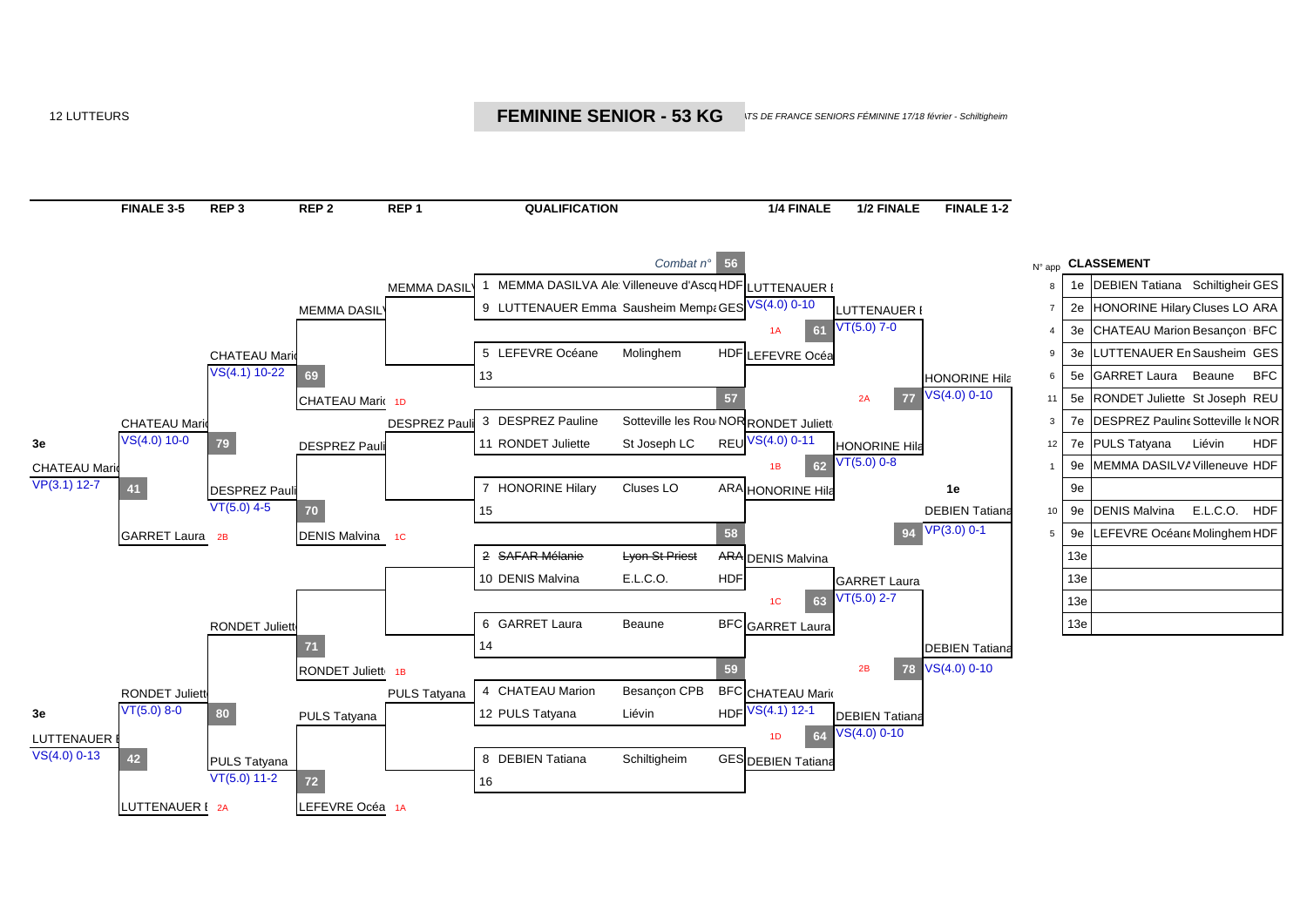12 LUTTEURS

# FEMININE SENIOR - 53 KG

*...TS DE FRANCE SENIORS FÉMININE 17/18 février - Schiltigheim*

| FINALE 3-5 | REP 3 | REP 2 | REP 1 | QUALIFICATION | 1/4 FINALE | 1/2 FINALE | FINALE 1-2 |
|---|---|---|---|---|---|---|---|

## QUALIFICATION

| Combat n° | N° | Nom | Club | Ligue |
|---|---|---|---|---|
| 56 | 1 | MEMMA DASILVA Ale | Villeneuve d'Ascq | HDF |
| | 9 | LUTTENAUER Emma | Sausheim Mempa | GES |
| | 5 | LEFEVRE Océane | Molinghem | HDF |
| | 13 | | | |
| 57 | 3 | DESPREZ Pauline | Sotteville les Rou | NOR |
| | 11 | RONDET Juliette | St Joseph LC | REU |
| | 7 | HONORINE Hilary | Cluses LO | ARA |
| | 15 | | | |
| 58 | 2 | ~~SAFAR Mélanie~~ | ~~Lyon St Priest~~ | ~~ARA~~ |
| | 10 | DENIS Malvina | E.L.C.O. | HDF |
| | 6 | GARRET Laura | Beaune | BFC |
| | 14 | | | |
| 59 | 4 | CHATEAU Marion | Besançon CPB | BFC |
| | 12 | PULS Tatyana | Liévin | HDF |
| | 8 | DEBIEN Tatiana | Schiltigheim | GES |
| | 16 | | | |

## 1/4 FINALE

| Combat | Vainqueur | Résultat |
|---|---|---|
| 1A | LUTTENAUER E | VS(4.0) 0-10 |
| | LEFEVRE Océa | |
| 1B | RONDET Juliett | VS(4.0) 0-11 |
| | HONORINE Hila | |
| 1C | DENIS Malvina | |
| | GARRET Laura | |
| 1D | CHATEAU Mario | VS(4.1) 12-1 |
| | DEBIEN Tatiana | |

## 1/2 FINALE

| Combat | Vainqueur | Résultat |
|---|---|---|
| 61 (1A) | LUTTENAUER E | VT(5.0) 7-0 |
| 62 (1B) | HONORINE Hila | VT(5.0) 0-8 |
| 63 (1C) | GARRET Laura | VT(5.0) 2-7 |
| 64 (1D) | DEBIEN Tatiana | VS(4.0) 0-10 |

## FINALE 1-2

| Combat | Vainqueur | Résultat |
|---|---|---|
| 77 (2A) | HONORINE Hila | VS(4.0) 0-10 |
| 78 (2B) | DEBIEN Tatiana | VS(4.0) 0-10 |
| 94 | **1e** DEBIEN Tatiana | VP(3.0) 0-1 |

## REPÊCHAGES

| Combat | Tour | Vainqueur | Résultat |
|---|---|---|---|
| | REP 1 | MEMMA DASILV | |
| | REP 1 | DESPREZ Pauli | |
| | REP 1 | PULS Tatyana | |
| 69 | REP 2 | MEMMA DASILV / CHATEAU Mario (1D) | |
| 70 | REP 2 | DESPREZ Pauli / DENIS Malvina (1C) | |
| 71 | REP 2 | RONDET Juliett (1B) | |
| 72 | REP 2 | PULS Tatyana / LEFEVRE Océa (1A) | |
| 79 | REP 3 | CHATEAU Mario | VS(4.1) 10-22 |
| | REP 3 | DESPREZ Pauli | VT(5.0) 4-5 |
| 80 | REP 3 | RONDET Juliett | |
| | REP 3 | PULS Tatyana | VT(5.0) 11-2 |
| 41 | FINALE 3-5 | CHATEAU Mario | VS(4.0) 10-0 |
| | FINALE 3-5 | GARRET Laura (2B) | |
| 42 | FINALE 3-5 | RONDET Juliett | VT(5.0) 8-0 |
| | FINALE 3-5 | LUTTENAUER E (2A) | |

**3e** CHATEAU Mario — VP(3.1) 12-7

**3e** LUTTENAUER E — VS(4.0) 0-13

## CLASSEMENT

| N° app | | CLASSEMENT | | |
|---|---|---|---|---|
| 8 | 1e | DEBIEN Tatiana | Schiltigheim | GES |
| 7 | 2e | HONORINE Hilary | Cluses LO | ARA |
| 4 | 3e | CHATEAU Marion | Besançon | BFC |
| 9 | 3e | LUTTENAUER Em | Sausheim | GES |
| 6 | 5e | GARRET Laura | Beaune | BFC |
| 11 | 5e | RONDET Juliette | St Joseph | REU |
| 3 | 7e | DESPREZ Pauline | Sotteville le | NOR |
| 12 | 7e | PULS Tatyana | Liévin | HDF |
| 1 | 9e | MEMMA DASILVA | Villeneuve | HDF |
| | 9e | | | |
| 10 | 9e | DENIS Malvina | E.L.C.O. | HDF |
| 5 | 9e | LEFEVRE Océane | Molinghem | HDF |
| | 13e | | | |
| | 13e | | | |
| | 13e | | | |
| | 13e | | | |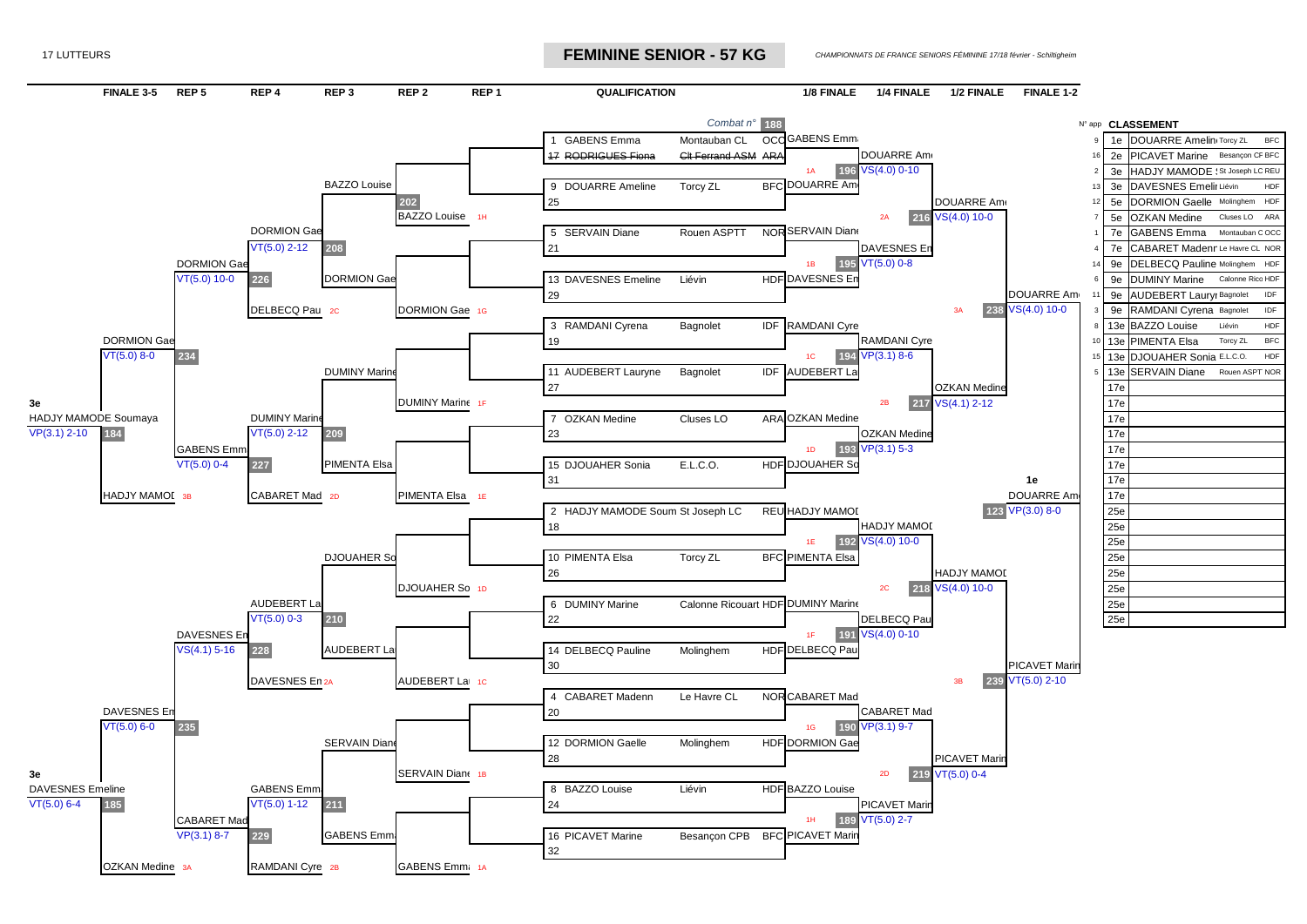17 LUTTEURS

# FEMININE SENIOR - 57 KG

*CHAMPIONNATS DE FRANCE SENIORS FÉMININE 17/18 février - Schiltigheim*

FINALE 3-5 | REP 5 | REP 4 | REP 3 | REP 2 | REP 1 | QUALIFICATION | 1/8 FINALE | 1/4 FINALE | 1/2 FINALE | FINALE 1-2

## QUALIFICATION

| N° | Nom | Club | Ligue |
|---|---|---|---|
| 1 | GABENS Emma | Montauban CL | OCC |
| 17 | ~~RODRIGUES Fiona~~ | ~~Clt Ferrand ASM~~ | ~~ARA~~ |
| 9 | DOUARRE Ameline | Torcy ZL | BFC |
| 25 | | | |
| 5 | SERVAIN Diane | Rouen ASPTT | NOR |
| 21 | | | |
| 13 | DAVESNES Emeline | Liévin | HDF |
| 29 | | | |
| 3 | RAMDANI Cyrena | Bagnolet | IDF |
| 19 | | | |
| 11 | AUDEBERT Lauryne | Bagnolet | IDF |
| 27 | | | |
| 7 | OZKAN Medine | Cluses LO | ARA |
| 23 | | | |
| 15 | DJOUAHER Sonia | E.L.C.O. | HDF |
| 31 | | | |
| 2 | HADJY MAMODE Soumaya | St Joseph LC | REU |
| 18 | | | |
| 10 | PIMENTA Elsa | Torcy ZL | BFC |
| 26 | | | |
| 6 | DUMINY Marine | Calonne Ricouart | HDF |
| 22 | | | |
| 14 | DELBECQ Pauline | Molinghem | HDF |
| 30 | | | |
| 4 | CABARET Madenn | Le Havre CL | NOR |
| 20 | | | |
| 12 | DORMION Gaelle | Molinghem | HDF |
| 28 | | | |
| 8 | BAZZO Louise | Liévin | HDF |
| 24 | | | |
| 16 | PICAVET Marine | Besançon CPB | BFC |
| 32 | | | |

## 1/8 FINALE

| Combat n° | Vainqueur | Score |
|---|---|---|
| 188 | GABENS Emma | |
| 196 (1A) | DOUARRE Ameline | VS(4.0) 0-10 |
| 195 (1B) | DAVESNES Emeline | VT(5.0) 0-8 |
| 194 (1C) | RAMDANI Cyrena | VP(3.1) 8-6 |
| 193 (1D) | OZKAN Medine | VP(3.1) 5-3 |
| 192 (1E) | HADJY MAMODE Soumaya | VS(4.0) 10-0 |
| 191 (1F) | DELBECQ Pauline | VS(4.0) 0-10 |
| 190 (1G) | CABARET Madenn | VP(3.1) 9-7 |
| 189 (1H) | PICAVET Marine | VT(5.0) 2-7 |

## 1/4 FINALE

| Combat n° | Vainqueur | Score |
|---|---|---|
| 216 (2A) | DOUARRE Ameline | VS(4.0) 10-0 |
| 217 (2B) | OZKAN Medine | VS(4.1) 2-12 |
| 218 (2C) | HADJY MAMODE Soumaya | VS(4.0) 10-0 |
| 219 (2D) | PICAVET Marine | VT(5.0) 0-4 |

## 1/2 FINALE

| Combat n° | Vainqueur | Score |
|---|---|---|
| 238 (3A) | DOUARRE Ameline | VS(4.0) 10-0 |
| 239 (3B) | PICAVET Marine | VT(5.0) 2-10 |

## FINALE 1-2

| Combat n° | Vainqueur | Score |
|---|---|---|
| 123 | 1e DOUARRE Ameline | VP(3.0) 8-0 |

## REPÊCHAGES

| Tour | Combat n° | Lutteurs | Vainqueur / Score |
|---|---|---|---|
| REP 1 | | BAZZO Louise (1H) | |
| REP 1 | | DORMION Gaelle (1G) | |
| REP 1 | | DUMINY Marine (1F) | |
| REP 1 | | PIMENTA Elsa (1E) | |
| REP 1 | | DJOUAHER Sonia (1D) | |
| REP 1 | | AUDEBERT Lauryne (1C) | |
| REP 1 | | SERVAIN Diane (1B) | |
| REP 1 | | GABENS Emma (1A) | |
| REP 2 | 202 | BAZZO Louise / DORMION Gaelle | |
| REP 2 | | DUMINY Marine / PIMENTA Elsa | |
| REP 2 | | DJOUAHER Sonia / AUDEBERT Lauryne | |
| REP 2 | | SERVAIN Diane / GABENS Emma | |
| REP 3 | 208 | DORMION Gaelle / DELBECQ Pauline (2C) | DORMION Gaelle VT(5.0) 2-12 |
| REP 3 | 209 | DUMINY Marine / CABARET Madenn (2D) | DUMINY Marine VT(5.0) 2-12 |
| REP 3 | 210 | AUDEBERT Lauryne / DAVESNES Emeline (2A) | AUDEBERT Lauryne VT(5.0) 0-3 |
| REP 3 | 211 | GABENS Emma / RAMDANI Cyrena (2B) | GABENS Emma VT(5.0) 1-12 |
| REP 4 | 226 | DORMION Gaelle / DUMINY Marine | DORMION Gaelle VT(5.0) 10-0 |
| REP 4 | 227 | DUMINY Marine / CABARET Madenn | GABENS Emma VT(5.0) 0-4 |
| REP 4 | 228 | AUDEBERT Lauryne / DAVESNES Emeline | DAVESNES Emeline VS(4.1) 5-16 |
| REP 4 | 229 | GABENS Emma / RAMDANI Cyrena | CABARET Madenn VP(3.1) 8-7 |
| REP 5 | 234 | DORMION Gaelle / GABENS Emma | DORMION Gaelle VT(5.0) 8-0 |
| REP 5 | 235 | DAVESNES Emeline / CABARET Madenn | DAVESNES Emeline VT(5.0) 6-0 |
| FINALE 3-5 | 184 | DORMION Gaelle / HADJY MAMODE Soumaya (3B) | 3e HADJY MAMODE Soumaya VP(3.1) 2-10 |
| FINALE 3-5 | 185 | DAVESNES Emeline / OZKAN Medine (3A) | 3e DAVESNES Emeline VT(5.0) 6-4 |

## CLASSEMENT

| N° app | Place | Nom | Club | Ligue |
|---|---|---|---|---|
| 9 | 1e | DOUARRE Ameline | Torcy ZL | BFC |
| 16 | 2e | PICAVET Marine | Besançon CF | BFC |
| 2 | 3e | HADJY MAMODE Soumaya | St Joseph LC | REU |
| 13 | 3e | DAVESNES Emeline | Liévin | HDF |
| 12 | 5e | DORMION Gaelle | Molinghem | HDF |
| 7 | 5e | OZKAN Medine | Cluses LO | ARA |
| 1 | 7e | GABENS Emma | Montauban C | OCC |
| 4 | 7e | CABARET Madenn | Le Havre CL | NOR |
| 14 | 9e | DELBECQ Pauline | Molinghem | HDF |
| 6 | 9e | DUMINY Marine | Calonne Rico | HDF |
| 11 | 9e | AUDEBERT Lauryne | Bagnolet | IDF |
| 3 | 9e | RAMDANI Cyrena | Bagnolet | IDF |
| 8 | 13e | BAZZO Louise | Liévin | HDF |
| 10 | 13e | PIMENTA Elsa | Torcy ZL | BFC |
| 15 | 13e | DJOUAHER Sonia | E.L.C.O. | HDF |
| 5 | 13e | SERVAIN Diane | Rouen ASPT | NOR |
| | 17e | | | |
| | 17e | | | |
| | 17e | | | |
| | 17e | | | |
| | 17e | | | |
| | 17e | | | |
| | 17e | | | |
| | 17e | | | |
| | 25e | | | |
| | 25e | | | |
| | 25e | | | |
| | 25e | | | |
| | 25e | | | |
| | 25e | | | |
| | 25e | | | |
| | 25e | | | |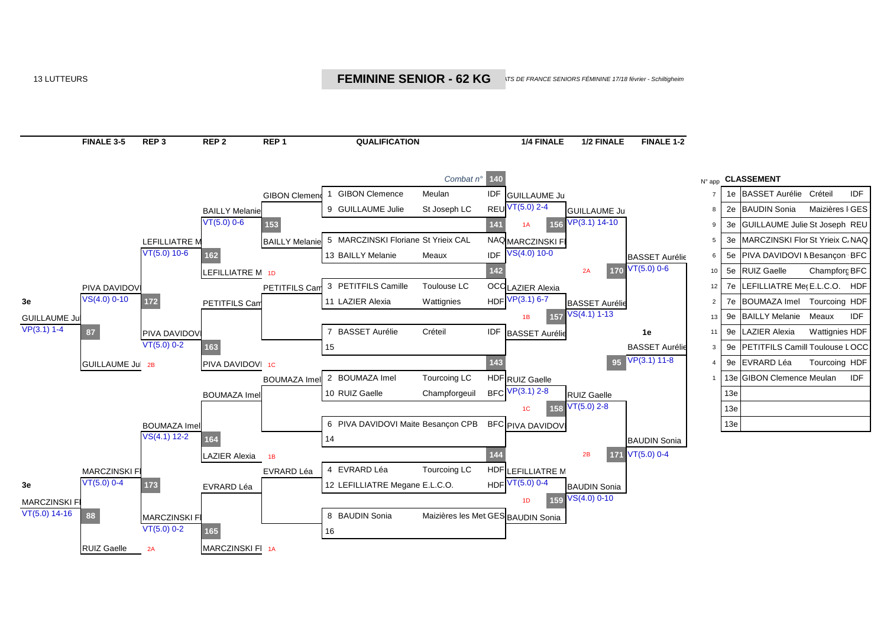13 LUTTEURS

## FEMININE SENIOR - 62 KG

*CHAMPIONNATS DE FRANCE SENIORS FÉMININE 17/18 février - Schiltigheim*

| FINALE 3-5 | REP 3 | REP 2 | REP 1 | QUALIFICATION | 1/4 FINALE | 1/2 FINALE | FINALE 1-2 |
|---|---|---|---|---|---|---|---|

### QUALIFICATION

| Combat n° | N° | Lutteur | Club | Ligue | Vainqueur | Résultat |
|---|---|---|---|---|---|---|
| 140 | 1 | GIBON Clemence | Meulan | IDF | GUILLAUME Ju | VT(5.0) 2-4 |
| | 9 | GUILLAUME Julie | St Joseph LC | REU | | |
| 141 | 5 | MARCZINSKI Floriane | St Yrieix CAL | NAQ | MARCZINSKI Fl | VS(4.0) 10-0 |
| | 13 | BAILLY Melanie | Meaux | IDF | | |
| 142 | 3 | PETITFILS Camille | Toulouse LC | OCC | LAZIER Alexia | VP(3.1) 6-7 |
| | 11 | LAZIER Alexia | Wattignies | HDF | | |
| | 7 | BASSET Aurélie | Créteil | IDF | BASSET Aurélie | |
| | 15 | | | | | |
| 143 | 2 | BOUMAZA Imel | Tourcoing LC | HDF | RUIZ Gaelle | VP(3.1) 2-8 |
| | 10 | RUIZ Gaelle | Champforgeuil | BFC | | |
| | 6 | PIVA DAVIDOVI Maite | Besançon CPB | BFC | PIVA DAVIDOVI | |
| | 14 | | | | | |
| 144 | 4 | EVRARD Léa | Tourcoing LC | HDF | LEFILLIATRE M | VT(5.0) 0-4 |
| | 12 | LEFILLIATRE Megane | E.L.C.O. | HDF | | |
| | 8 | BAUDIN Sonia | Maizières les Met | GES | BAUDIN Sonia | |
| | 16 | | | | | |

### 1/2 FINALE

| Combat n° | Opposition | Vainqueur | Résultat |
|---|---|---|---|
| 156 | GUILLAUME Ju / MARCZINSKI Fl (1A) | GUILLAUME Ju | VP(3.1) 14-10 |
| 157 | LAZIER Alexia / BASSET Aurélie (1B) | BASSET Aurélie | VS(4.1) 1-13 |
| 158 | RUIZ Gaelle / PIVA DAVIDOVI (1C) | RUIZ Gaelle | VT(5.0) 2-8 |
| 159 | LEFILLIATRE M / BAUDIN Sonia (1D) | BAUDIN Sonia | VS(4.0) 0-10 |
| 170 | GUILLAUME Ju / BASSET Aurélie (2A) | BASSET Aurélie | VT(5.0) 0-6 |
| 171 | RUIZ Gaelle / BAUDIN Sonia (2B) | BAUDIN Sonia | VT(5.0) 0-4 |

### FINALE 1-2

| Combat n° | Opposition | 1e | Résultat |
|---|---|---|---|
| 95 | BASSET Aurélie / BAUDIN Sonia | BASSET Aurélie | VP(3.1) 11-8 |

### REPÊCHAGES

| Combat n° | Opposition | Vainqueur | Résultat |
|---|---|---|---|
| 153 | GIBON Clemenc / BAILLY Melanie | BAILLY Melanie | VT(5.0) 0-6 |
| 162 | BAILLY Melanie / LEFILLIATRE M (1D) | LEFILLIATRE M | VT(5.0) 10-6 |
| 163 | PETITFILS Cam / PIVA DAVIDOVI (1C) | PIVA DAVIDOVI | VT(5.0) 0-2 |
| 172 | LEFILLIATRE M / PIVA DAVIDOVI | PIVA DAVIDOVI | VS(4.0) 0-10 |
| 87 | PIVA DAVIDOVI / GUILLAUME Ju (2B) | 3e GUILLAUME Ju | VP(3.1) 1-4 |
| 164 | BOUMAZA Imel / LAZIER Alexia (1B) | BOUMAZA Imel | VS(4.1) 12-2 |
| 165 | EVRARD Léa / MARCZINSKI Fl (1A) | MARCZINSKI Fl | VT(5.0) 0-2 |
| 173 | BOUMAZA Imel / MARCZINSKI Fl | MARCZINSKI Fl | VT(5.0) 0-4 |
| 88 | MARCZINSKI Fl / RUIZ Gaelle (2A) | 3e MARCZINSKI Fl | VT(5.0) 14-16 |

### CLASSEMENT

| N° app | Rang | Nom | Club | Ligue |
|---|---|---|---|---|
| 7 | 1e | BASSET Aurélie | Créteil | IDF |
| 8 | 2e | BAUDIN Sonia | Maizières l | GES |
| 9 | 3e | GUILLAUME Julie | St Joseph | REU |
| 5 | 3e | MARCZINSKI Flor | St Yrieix C | NAQ |
| 6 | 5e | PIVA DAVIDOVI M | Besançon | BFC |
| 10 | 5e | RUIZ Gaelle | Champforg | BFC |
| 12 | 7e | LEFILLIATRE Meg | E.L.C.O. | HDF |
| 2 | 7e | BOUMAZA Imel | Tourcoing | HDF |
| 13 | 9e | BAILLY Melanie | Meaux | IDF |
| 11 | 9e | LAZIER Alexia | Wattignies | HDF |
| 3 | 9e | PETITFILS Camill | Toulouse L | OCC |
| 4 | 9e | EVRARD Léa | Tourcoing | HDF |
| 1 | 13e | GIBON Clemence | Meulan | IDF |
| | 13e | | | |
| | 13e | | | |
| | 13e | | | |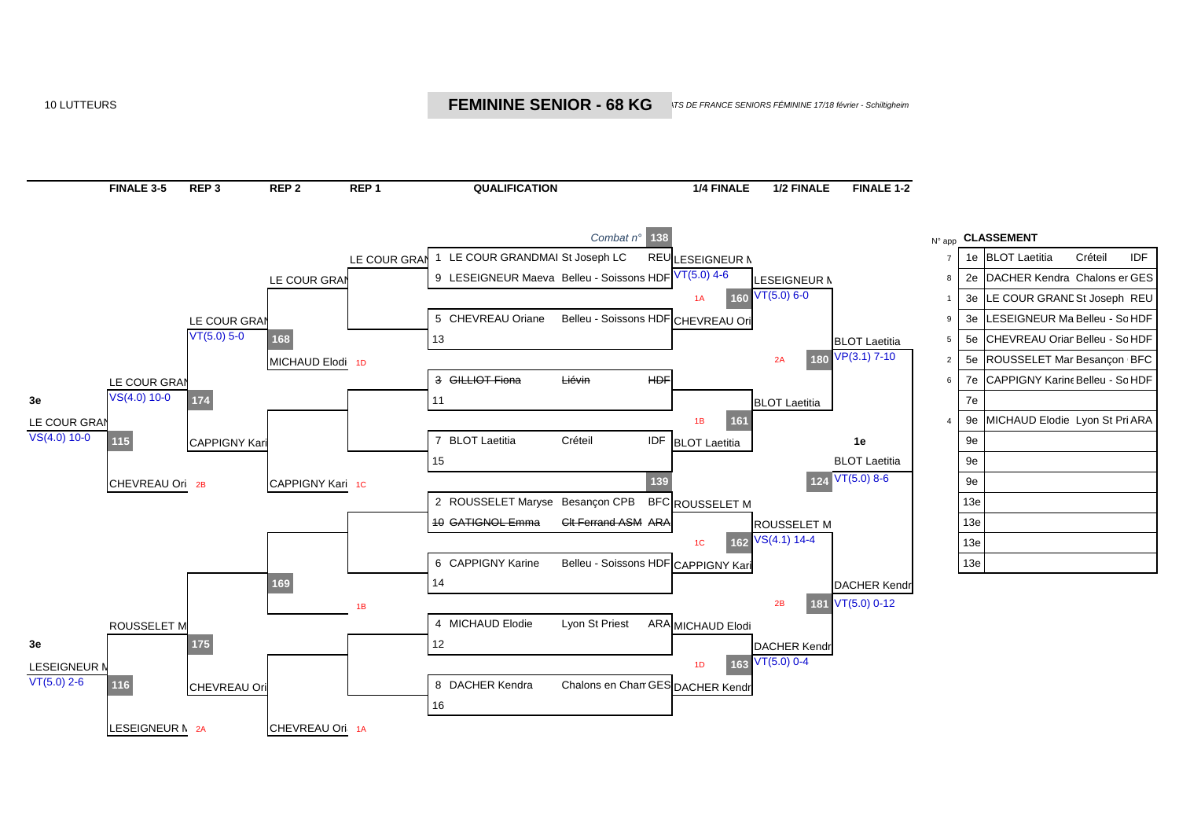10 LUTTEURS

# FEMININE SENIOR - 68 KG

*ATS DE FRANCE SENIORS FÉMININE 17/18 février - Schiltigheim*

| FINALE 3-5 | REP 3 | REP 2 | REP 1 | QUALIFICATION | 1/4 FINALE | 1/2 FINALE | FINALE 1-2 |
|---|---|---|---|---|---|---|---|

## QUALIFICATION

*Combat n°* 138

| N° | Nom | Club | Ligue |
|---|---|---|---|
| 1 | LE COUR GRANDMAI | St Joseph LC | REU |
| 9 | LESEIGNEUR Maeva | Belleu - Soissons | HDF |
| 5 | CHEVREAU Oriane | Belleu - Soissons | HDF |
| 13 | | | |
| 3 | ~~GILLIOT Fiona~~ | ~~Liévin~~ | ~~HDF~~ |
| 11 | | | |
| 7 | BLOT Laetitia | Créteil | IDF |
| 15 | | | |
| 2 | ROUSSELET Maryse | Besançon CPB | BFC |
| 10 | ~~GATIGNOL Emma~~ | ~~Clt Ferrand ASM~~ | ~~ARA~~ |
| 6 | CAPPIGNY Karine | Belleu - Soissons | HDF |
| 14 | | | |
| 4 | MICHAUD Elodie | Lyon St Priest | ARA |
| 12 | | | |
| 8 | DACHER Kendra | Chalons en Cham | GES |
| 16 | | | |

## 1/4 FINALE

- LESEIGNEUR M — VT(5.0) 4-6 (1A, 160)
- CHEVREAU Ori
- BLOT Laetitia (1B, 161)
- ROUSSELET M (1C, 162)
- CAPPIGNY Kari
- MICHAUD Elodi (1D, 163)
- DACHER Kendr

## 1/2 FINALE

- LESEIGNEUR M — VT(5.0) 6-0 (2A, 180)
- BLOT Laetitia
- ROUSSELET M — VS(4.1) 14-4 (2B, 181)
- DACHER Kendr — VT(5.0) 0-4

## FINALE 1-2

- BLOT Laetitia — VP(3.1) 7-10 (124)
- DACHER Kendr — VT(5.0) 0-12

**1e** BLOT Laetitia — VT(5.0) 8-6

## REPÊCHAGES

- REP 1: LE COUR GRAN (139)
- REP 2: LE COUR GRAN; MICHAUD Elodi (1D); CAPPIGNY Kari (1C); (1B); CHEVREAU Ori (1A)
- REP 3: LE COUR GRAN — VT(5.0) 5-0 (168); CAPPIGNY Kari (169); CHEVREAU Ori
- FINALE 3-5: LE COUR GRAN — VS(4.0) 10-0 (174); CHEVREAU Ori (2B); ROUSSELET M (175); LESEIGNEUR M (2A)

**3e** LE COUR GRAN — VS(4.0) 10-0 (115)

**3e** LESEIGNEUR M — VT(5.0) 2-6 (116)

## CLASSEMENT

| N° app | Place | Nom | Club | Ligue |
|---|---|---|---|---|
| 7 | 1e | BLOT Laetitia | Créteil | IDF |
| 8 | 2e | DACHER Kendra | Chalons er | GES |
| 1 | 3e | LE COUR GRANE | St Joseph | REU |
| 9 | 3e | LESEIGNEUR Ma | Belleu - So | HDF |
| 5 | 5e | CHEVREAU Oriar | Belleu - So | HDF |
| 2 | 5e | ROUSSELET Mar | Besançon | BFC |
| 6 | 7e | CAPPIGNY Karine | Belleu - So | HDF |
| | 7e | | | |
| 4 | 9e | MICHAUD Elodie | Lyon St Pri | ARA |
| | 9e | | | |
| | 9e | | | |
| | 9e | | | |
| | 13e | | | |
| | 13e | | | |
| | 13e | | | |
| | 13e | | | |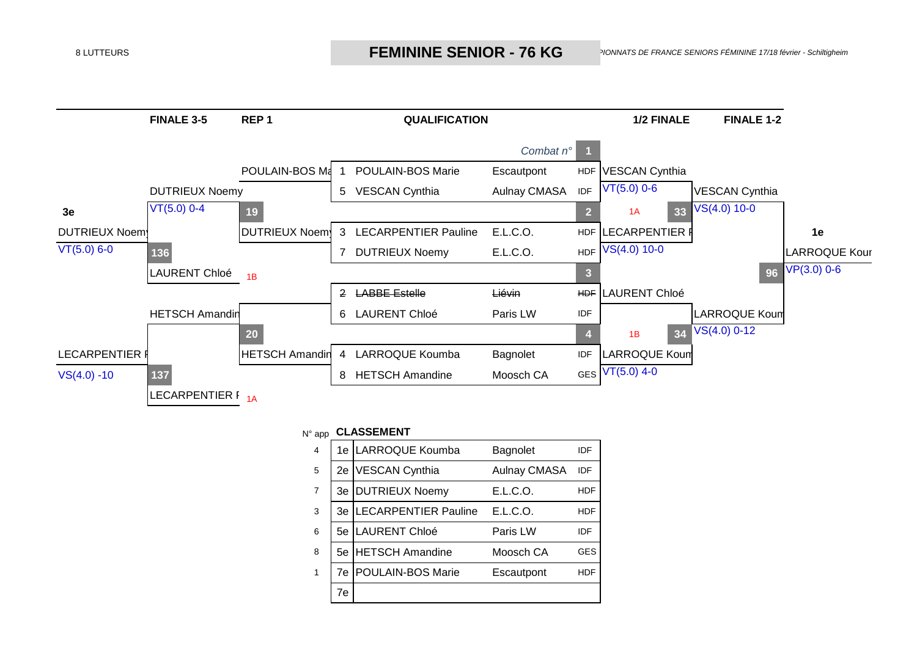8 LUTTEURS

# FEMININE SENIOR - 76 KG

| FINALE 3-5 | REP 1 | | QUALIFICATION | | | | 1/2 FINALE | FINALE 1-2 |
|---|---|---|---|---|---|---|---|---|
| | | | | | *Combat n°* | 1 | | |
| | POULAIN-BOS Ma | 1 | POULAIN-BOS Marie | Escautpont | HDF | | VESCAN Cynthia | |
| DUTRIEUX Noemy | | 5 | VESCAN Cynthia | Aulnay CMASA | IDF | | VT(5.0) 0-6 | VESCAN Cynthia |
| VT(5.0) 0-4 | 19 | | | | | 2 | 1A / 33 | VS(4.0) 10-0 |
| | DUTRIEUX Noemy | 3 | LECARPENTIER Pauline | E.L.C.O. | HDF | | LECARPENTIER P | |
| 136 | | 7 | DUTRIEUX Noemy | E.L.C.O. | HDF | | VS(4.0) 10-0 | |
| LAURENT Chloé | 1B | | | | | 3 | | 96 |
| | | ~~2~~ | ~~LABBE Estelle~~ | ~~Liévin~~ | ~~HDF~~ | | LAURENT Chloé | |
| HETSCH Amandin | | 6 | LAURENT Chloé | Paris LW | IDF | | | LAROQUE Koum |
| | 20 | | | | | 4 | 1B / 34 | VS(4.0) 0-12 |
| | HETSCH Amandin | 4 | LARROQUE Koumba | Bagnolet | IDF | | LARROQUE Koum | |
| 137 | | 8 | HETSCH Amandine | Moosch CA | GES | | VT(5.0) 4-0 | |
| LECARPENTIER P | 1A | | | | | | | |

**3e** DUTRIEUX Noemy — VT(5.0) 6-0

LECARPENTIER P — VS(4.0) -10

**1e** LARROQUE Koum — VP(3.0) 0-6

| N° app | CLASSEMENT | | | |
|---|---|---|---|---|
| 4 | 1e | LARROQUE Koumba | Bagnolet | IDF |
| 5 | 2e | VESCAN Cynthia | Aulnay CMASA | IDF |
| 7 | 3e | DUTRIEUX Noemy | E.L.C.O. | HDF |
| 3 | 3e | LECARPENTIER Pauline | E.L.C.O. | HDF |
| 6 | 5e | LAURENT Chloé | Paris LW | IDF |
| 8 | 5e | HETSCH Amandine | Moosch CA | GES |
| 1 | 7e | POULAIN-BOS Marie | Escautpont | HDF |
| | 7e | | | |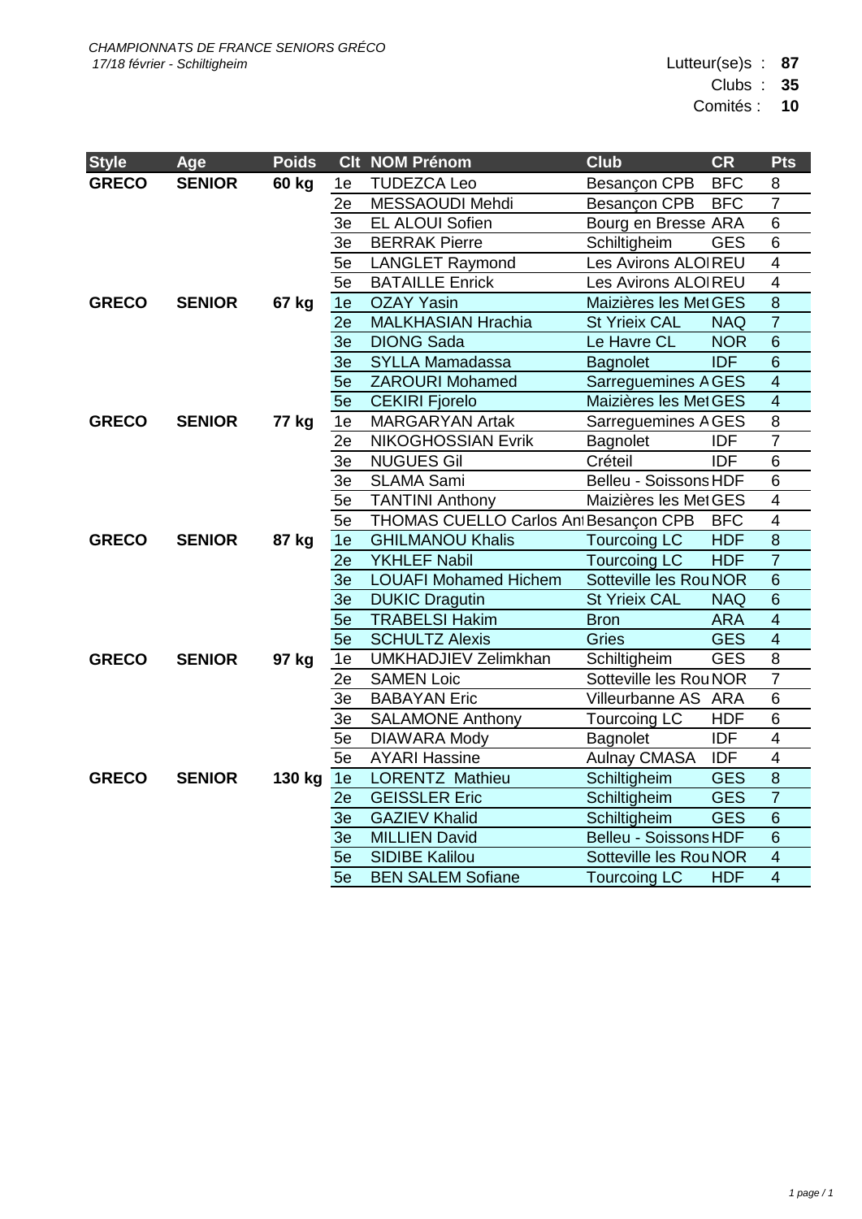*CHAMPIONNATS DE FRANCE SENIORS GRÉCO*
*17/18 février - Schiltigheim*

Lutteur(se)s : **87**
Clubs : **35**
Comités : **10**

| Style | Age | Poids | Clt | NOM Prénom | Club | CR | Pts |
|---|---|---|---|---|---|---|---|
| **GRECO** | **SENIOR** | **60 kg** | 1e | TUDEZCA Leo | Besançon CPB | BFC | 8 |
| | | | 2e | MESSAOUDI Mehdi | Besançon CPB | BFC | 7 |
| | | | 3e | EL ALOUI Sofien | Bourg en Bresse | ARA | 6 |
| | | | 3e | BERRAK Pierre | Schiltigheim | GES | 6 |
| | | | 5e | LANGLET Raymond | Les Avirons ALOI | REU | 4 |
| | | | 5e | BATAILLE Enrick | Les Avirons ALOI | REU | 4 |
| **GRECO** | **SENIOR** | **67 kg** | 1e | OZAY Yasin | Maizières les Met | GES | 8 |
| | | | 2e | MALKHASIAN Hrachia | St Yrieix CAL | NAQ | 7 |
| | | | 3e | DIONG Sada | Le Havre CL | NOR | 6 |
| | | | 3e | SYLLA Mamadassa | Bagnolet | IDF | 6 |
| | | | 5e | ZAROURI Mohamed | Sarreguemines A | GES | 4 |
| | | | 5e | CEKIRI Fjorelo | Maizières les Met | GES | 4 |
| **GRECO** | **SENIOR** | **77 kg** | 1e | MARGARYAN Artak | Sarreguemines A | GES | 8 |
| | | | 2e | NIKOGHOSSIAN Evrik | Bagnolet | IDF | 7 |
| | | | 3e | NUGUES Gil | Créteil | IDF | 6 |
| | | | 3e | SLAMA Sami | Belleu - Soissons | HDF | 6 |
| | | | 5e | TANTINI Anthony | Maizières les Met | GES | 4 |
| | | | 5e | THOMAS CUELLO Carlos Ant | Besançon CPB | BFC | 4 |
| **GRECO** | **SENIOR** | **87 kg** | 1e | GHILMANOU Khalis | Tourcoing LC | HDF | 8 |
| | | | 2e | YKHLEF Nabil | Tourcoing LC | HDF | 7 |
| | | | 3e | LOUAFI Mohamed Hichem | Sotteville les Rou | NOR | 6 |
| | | | 3e | DUKIC Dragutin | St Yrieix CAL | NAQ | 6 |
| | | | 5e | TRABELSI Hakim | Bron | ARA | 4 |
| | | | 5e | SCHULTZ Alexis | Gries | GES | 4 |
| **GRECO** | **SENIOR** | **97 kg** | 1e | UMKHADJIEV Zelimkhan | Schiltigheim | GES | 8 |
| | | | 2e | SAMEN Loic | Sotteville les Rou | NOR | 7 |
| | | | 3e | BABAYAN Eric | Villeurbanne AS | ARA | 6 |
| | | | 3e | SALAMONE Anthony | Tourcoing LC | HDF | 6 |
| | | | 5e | DIAWARA Mody | Bagnolet | IDF | 4 |
| | | | 5e | AYARI Hassine | Aulnay CMASA | IDF | 4 |
| **GRECO** | **SENIOR** | **130 kg** | 1e | LORENTZ Mathieu | Schiltigheim | GES | 8 |
| | | | 2e | GEISSLER Eric | Schiltigheim | GES | 7 |
| | | | 3e | GAZIEV Khalid | Schiltigheim | GES | 6 |
| | | | 3e | MILLIEN David | Belleu - Soissons | HDF | 6 |
| | | | 5e | SIDIBE Kalilou | Sotteville les Rou | NOR | 4 |
| | | | 5e | BEN SALEM Sofiane | Tourcoing LC | HDF | 4 |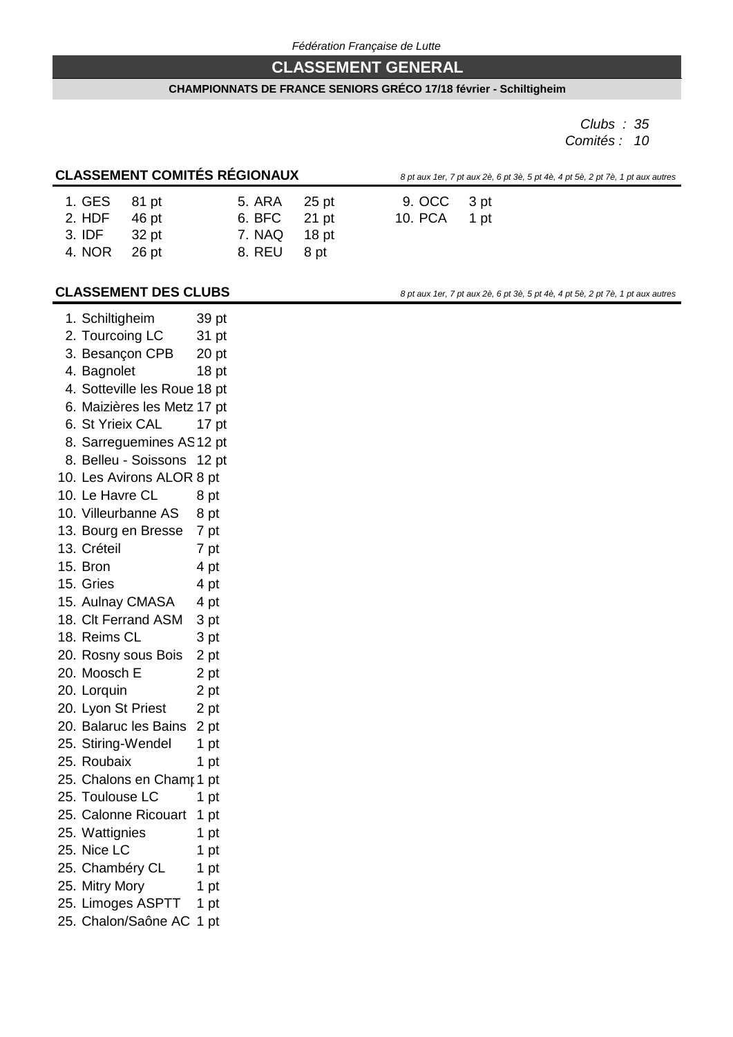*Fédération Française de Lutte*

# CLASSEMENT GENERAL

**CHAMPIONNATS DE FRANCE SENIORS GRÉCO 17/18 février - Schiltigheim**

*Clubs : 35*
*Comités : 10*

## CLASSEMENT COMITÉS RÉGIONAUX

*8 pt aux 1er, 7 pt aux 2è, 6 pt 3è, 5 pt 4è, 4 pt 5è, 2 pt 7è, 1 pt aux autres*

| Rang | Comité | Points |
|---|---|---|
| 1. | GES | 81 pt |
| 2. | HDF | 46 pt |
| 3. | IDF | 32 pt |
| 4. | NOR | 26 pt |
| 5. | ARA | 25 pt |
| 6. | BFC | 21 pt |
| 7. | NAQ | 18 pt |
| 8. | REU | 8 pt |
| 9. | OCC | 3 pt |
| 10. | PCA | 1 pt |

## CLASSEMENT DES CLUBS

*8 pt aux 1er, 7 pt aux 2è, 6 pt 3è, 5 pt 4è, 4 pt 5è, 2 pt 7è, 1 pt aux autres*

| Rang | Club | Points |
|---|---|---|
| 1. | Schiltigheim | 39 pt |
| 2. | Tourcoing LC | 31 pt |
| 3. | Besançon CPB | 20 pt |
| 4. | Bagnolet | 18 pt |
| 4. | Sotteville les Roue | 18 pt |
| 6. | Maizières les Metz | 17 pt |
| 6. | St Yrieix CAL | 17 pt |
| 8. | Sarreguemines AS | 12 pt |
| 8. | Belleu - Soissons | 12 pt |
| 10. | Les Avirons ALOR | 8 pt |
| 10. | Le Havre CL | 8 pt |
| 10. | Villeurbanne AS | 8 pt |
| 13. | Bourg en Bresse | 7 pt |
| 13. | Créteil | 7 pt |
| 15. | Bron | 4 pt |
| 15. | Gries | 4 pt |
| 15. | Aulnay CMASA | 4 pt |
| 18. | Clt Ferrand ASM | 3 pt |
| 18. | Reims CL | 3 pt |
| 20. | Rosny sous Bois | 2 pt |
| 20. | Moosch E | 2 pt |
| 20. | Lorquin | 2 pt |
| 20. | Lyon St Priest | 2 pt |
| 20. | Balaruc les Bains | 2 pt |
| 25. | Stiring-Wendel | 1 pt |
| 25. | Roubaix | 1 pt |
| 25. | Chalons en Cham | 1 pt |
| 25. | Toulouse LC | 1 pt |
| 25. | Calonne Ricouart | 1 pt |
| 25. | Wattignies | 1 pt |
| 25. | Nice LC | 1 pt |
| 25. | Chambéry CL | 1 pt |
| 25. | Mitry Mory | 1 pt |
| 25. | Limoges ASPTT | 1 pt |
| 25. | Chalon/Saône AC | 1 pt |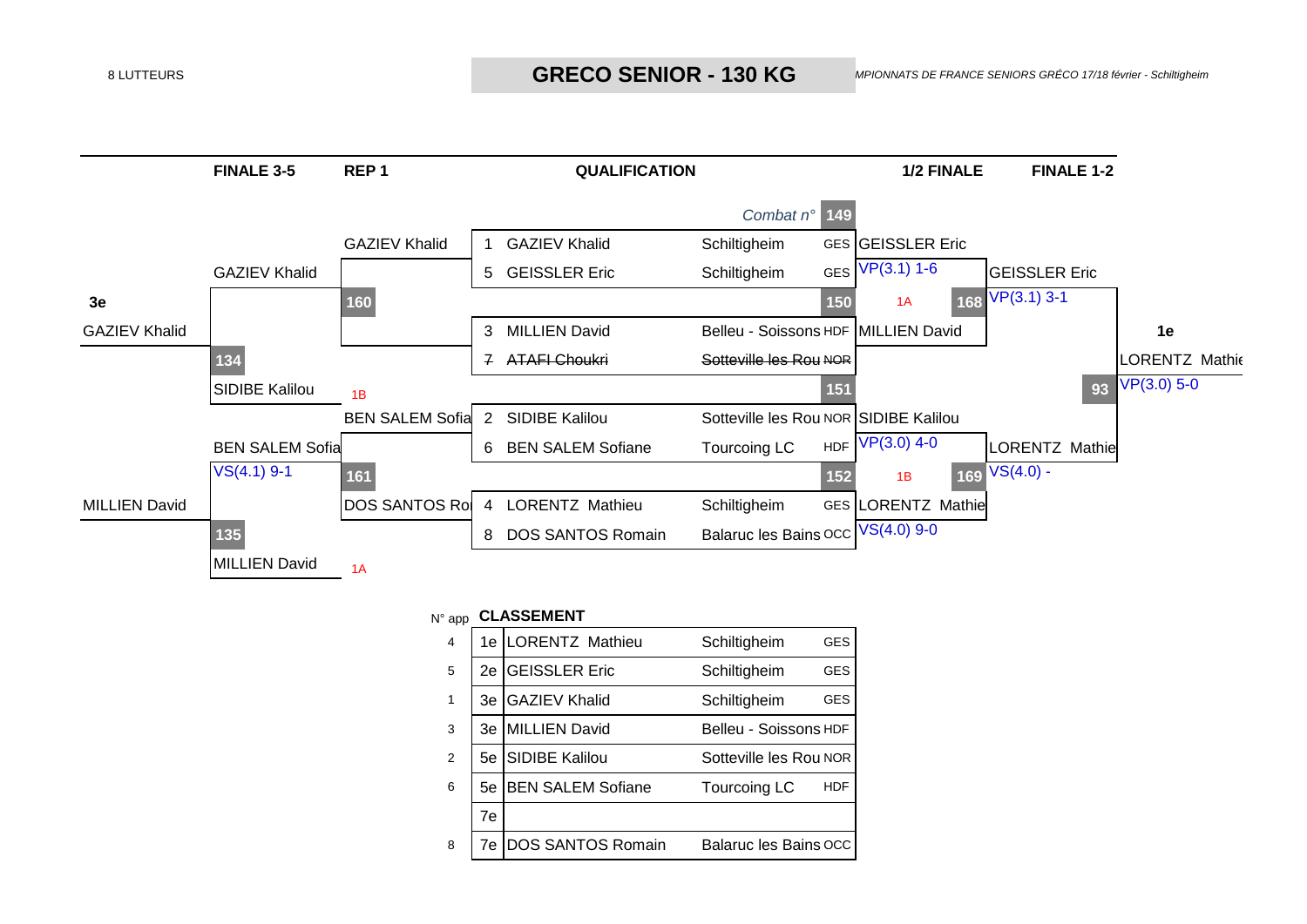8 LUTTEURS

# GRECO SENIOR - 130 KG

*MPIONNATS DE FRANCE SENIORS GRÉCO 17/18 février - Schiltigheim*

| | FINALE 3-5 | REP 1 | QUALIFICATION | | | | 1/2 FINALE | FINALE 1-2 | |
|---|---|---|---|---|---|---|---|---|---|
| | | | | | *Combat n°* | 149 | | | |
| | | GAZIEV Khalid | 1 | GAZIEV Khalid | Schiltigheim | GES | GEISSLER Eric | | |
| | GAZIEV Khalid | | 5 | GEISSLER Eric | Schiltigheim | GES | VP(3.1) 1-6 | GEISSLER Eric | |
| **3e** | | 160 | | | | 150 | 1A 168 | VP(3.1) 3-1 | |
| GAZIEV Khalid | | | 3 | MILLIEN David | Belleu - Soissons | HDF | MILLIEN David | | **1e** |
| | 134 | | 7 | ~~ATAFI Choukri~~ | ~~Sotteville les Rou~~ | ~~NOR~~ | | | LORENTZ Mathieu |
| | SIDIBE Kalilou | 1B | | | | 151 | | 93 | VP(3.0) 5-0 |
| | | BEN SALEM Sofia | 2 | SIDIBE Kalilou | Sotteville les Rou | NOR | SIDIBE Kalilou | | |
| | BEN SALEM Sofia | | 6 | BEN SALEM Sofiane | Tourcoing LC | HDF | VP(3.0) 4-0 | LORENTZ Mathie | |
| | VS(4.1) 9-1 | 161 | | | | 152 | 1B 169 | VS(4.0) - | |
| MILLIEN David | | DOS SANTOS Ro | 4 | LORENTZ Mathieu | Schiltigheim | GES | LORENTZ Mathie | | |
| | 135 | | 8 | DOS SANTOS Romain | Balaruc les Bains | OCC | VS(4.0) 9-0 | | |
| | MILLIEN David | 1A | | | | | | | |

## CLASSEMENT

| N° app | | | | |
|---|---|---|---|---|
| 4 | 1e | LORENTZ Mathieu | Schiltigheim | GES |
| 5 | 2e | GEISSLER Eric | Schiltigheim | GES |
| 1 | 3e | GAZIEV Khalid | Schiltigheim | GES |
| 3 | 3e | MILLIEN David | Belleu - Soissons | HDF |
| 2 | 5e | SIDIBE Kalilou | Sotteville les Rou | NOR |
| 6 | 5e | BEN SALEM Sofiane | Tourcoing LC | HDF |
| | 7e | | | |
| 8 | 7e | DOS SANTOS Romain | Balaruc les Bains | OCC |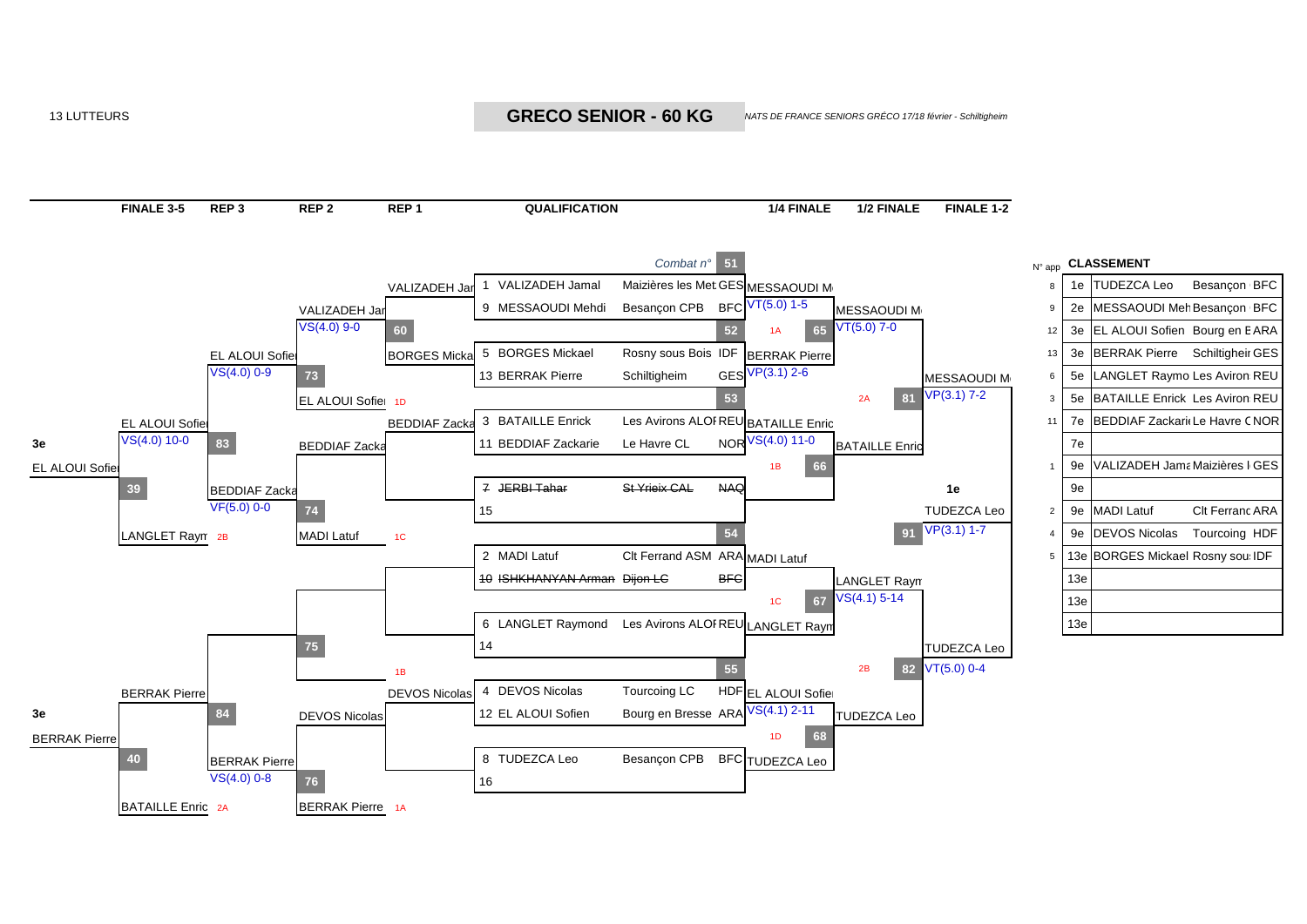13 LUTTEURS

# GRECO SENIOR - 60 KG

*NATS DE FRANCE SENIORS GRÉCO 17/18 février - Schiltigheim*

**FINALE 3-5 | REP 3 | REP 2 | REP 1 | QUALIFICATION | 1/4 FINALE | 1/2 FINALE | FINALE 1-2**

## QUALIFICATION

*Combat n°*

| N° | Lutteur | Club | Ligue | Combat |
|---|---|---|---|---|
| 1 | VALIZADEH Jamal | Maizières les Met | GES | 51 |
| 9 | MESSAOUDI Mehdi | Besançon CPB | BFC | |
| 5 | BORGES Mickael | Rosny sous Bois | IDF | 52 |
| 13 | BERRAK Pierre | Schiltigheim | GES | |
| 3 | BATAILLE Enrick | Les Avirons ALOF | REU | 53 |
| 11 | BEDDIAF Zackarie | Le Havre CL | NOR | |
| ~~7~~ | ~~JERBI Tahar~~ | ~~St Yrieix CAL~~ | ~~NAQ~~ | |
| 15 | | | | |
| 2 | MADI Latuf | Clt Ferrand ASM | ARA | 54 |
| ~~10~~ | ~~ISHKHANYAN Arman~~ | ~~Dijon LC~~ | ~~BFC~~ | |
| 6 | LANGLET Raymond | Les Avirons ALOF | REU | |
| 14 | | | | |
| 4 | DEVOS Nicolas | Tourcoing LC | HDF | 55 |
| 12 | EL ALOUI Sofien | Bourg en Bresse | ARA | |
| 8 | TUDEZCA Leo | Besançon CPB | BFC | |
| 16 | | | | |

## 1/4 FINALE

- MESSAOUDI M — VT(5.0) 1-5
- BERRAK Pierre — VP(3.1) 2-6
- BATAILLE Enric — VS(4.0) 11-0
- MADI Latuf
- LANGLET Raym
- EL ALOUI Sofie — VS(4.1) 2-11
- TUDEZCA Leo

## 1/2 FINALE

- 65 (1A): MESSAOUDI M — VT(5.0) 7-0
- 66 (1B): BATAILLE Enric
- 67 (1C): LANGLET Raym — VS(4.1) 5-14
- 68 (1D): TUDEZCA Leo

## FINALE 1-2

- 81 (2A): MESSAOUDI M — VP(3.1) 7-2
- 82 (2B): TUDEZCA Leo — VT(5.0) 0-4
- 91: **1e** TUDEZCA Leo — VP(3.1) 1-7

## REPÊCHAGES

- REP 1 — 60: VALIZADEH Jar / BORGES Micka
- REP 1: BEDDIAF Zacka
- REP 1: DEVOS Nicolas
- REP 2 — 73: VALIZADEH Jar — VS(4.0) 9-0 / EL ALOUI Sofie (1D)
- REP 2 — 74: BEDDIAF Zacka / MADI Latuf (1C)
- REP 2 — 75: (1B)
- REP 2 — 76: DEVOS Nicolas / BERRAK Pierre (1A)
- REP 3 — 83: EL ALOUI Sofie — VS(4.0) 0-9 / BEDDIAF Zacka
- REP 3 — 84: BERRAK Pierre — VS(4.0) 0-8
- FINALE 3-5 — 39: EL ALOUI Sofie — VS(4.0) 10-0 / BEDDIAF Zacka — VF(5.0) 0-0 / LANGLET Raym (2B) → **3e** EL ALOUI Sofie
- FINALE 3-5 — 40: BERRAK Pierre / BATAILLE Enric (2A) → **3e** BERRAK Pierre

## CLASSEMENT

| N° app | | Nom | Club | Ligue |
|---|---|---|---|---|
| 8 | 1e | TUDEZCA Leo | Besançon | BFC |
| 9 | 2e | MESSAOUDI Meh | Besançon | BFC |
| 12 | 3e | EL ALOUI Sofien | Bourg en B | ARA |
| 13 | 3e | BERRAK Pierre | Schiltigheir | GES |
| 6 | 5e | LANGLET Raymo | Les Aviron | REU |
| 3 | 5e | BATAILLE Enrick | Les Aviron | REU |
| 11 | 7e | BEDDIAF Zackarie | Le Havre C | NOR |
| | 7e | | | |
| 1 | 9e | VALIZADEH Jama | Maizières l | GES |
| | 9e | | | |
| 2 | 9e | MADI Latuf | Clt Ferranc | ARA |
| 4 | 9e | DEVOS Nicolas | Tourcoing | HDF |
| 5 | 13e | BORGES Mickael | Rosny sou | IDF |
| | 13e | | | |
| | 13e | | | |
| | 13e | | | |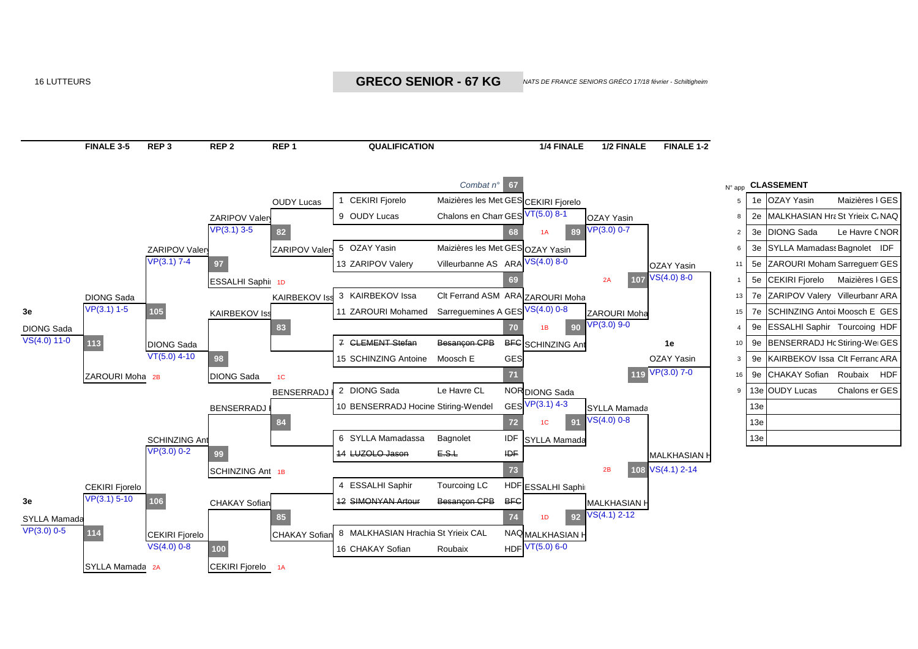16 LUTTEURS

# GRECO SENIOR - 67 KG

*NATS DE FRANCE SENIORS GRÉCO 17/18 février - Schiltigheim*

## QUALIFICATION

| N° | Lutteur | Club | Ligue |
|---|---|---|---|
| 1 | CEKIRI Fjorelo | Maizières les Met | GES |
| 9 | OUDY Lucas | Chalons en Cham | GES |
| 5 | OZAY Yasin | Maizières les Met | GES |
| 13 | ZARIPOV Valery | Villeurbanne AS | ARA |
| 3 | KAIRBEKOV Issa | Clt Ferrand ASM | ARA |
| 11 | ZAROURI Mohamed | Sarreguemines A | GES |
| 7 | ~~CLEMENT Stefan~~ | ~~Besançon CPB~~ | ~~BFC~~ |
| 15 | SCHINZING Antoine | Moosch E | GES |
| 2 | DIONG Sada | Le Havre CL | NOR |
| 10 | BENSERRADJ Hocine | Stiring-Wendel | GES |
| 6 | SYLLA Mamadassa | Bagnolet | IDF |
| 14 | ~~LUZOLO Jason~~ | ~~E.S.L~~ | ~~IDF~~ |
| 4 | ESSALHI Saphir | Tourcoing LC | HDF |
| 12 | ~~SIMONYAN Artour~~ | ~~Besançon CPB~~ | ~~BFC~~ |
| 8 | MALKHASIAN Hrachia | St Yrieix CAL | NAQ |
| 16 | CHAKAY Sofian | Roubaix | HDF |

## 1/4 FINALE

| Combat n° | Vainqueur | Résultat |
|---|---|---|
| 67 | CEKIRI Fjorelo | VT(5.0) 8-1 |
| 68 | OZAY Yasin | VS(4.0) 8-0 |
| 69 | ZAROURI Moha | VS(4.0) 0-8 |
| 70 | SCHINZING Ant | |
| 71 | DIONG Sada | VP(3.1) 4-3 |
| 72 | SYLLA Mamada | |
| 73 | ESSALHI Saphir | |
| 74 | MALKHASIAN H | VT(5.0) 6-0 |

## 1/2 FINALE

| Combat n° | Vainqueur | Résultat |
|---|---|---|
| 89 (1A) | OZAY Yasin | VP(3.0) 0-7 |
| 90 (1B) | ZAROURI Moha | VP(3.0) 9-0 |
| 91 (1C) | SYLLA Mamada | VS(4.0) 0-8 |
| 92 (1D) | MALKHASIAN H | VS(4.1) 2-12 |

## FINALE 1-2

| Combat n° | Vainqueur | Résultat |
|---|---|---|
| 107 (2A) | OZAY Yasin | VS(4.0) 8-0 |
| 108 (2B) | MALKHASIAN H | VS(4.1) 2-14 |
| 119 | 1e OZAY Yasin | VP(3.0) 7-0 |

## REP 1

| Combat n° | Lutteurs | Vainqueur |
|---|---|---|
| 82 | OUDY Lucas / ZARIPOV Valery | ZARIPOV Valery VP(3.1) 3-5 |
| 83 | KAIRBEKOV Issa / — | KAIRBEKOV Issa |
| 84 | BENSERRADJ H / — | BENSERRADJ H |
| 85 | CHAKAY Sofian / — | CHAKAY Sofian |

## REP 2

| Combat n° | Lutteurs | Vainqueur |
|---|---|---|
| 97 | ZARIPOV Valery / ESSALHI Saphir (1D) | ZARIPOV Valery VP(3.1) 7-4 |
| 98 | KAIRBEKOV Issa / DIONG Sada (1C) | DIONG Sada VT(5.0) 4-10 |
| 99 | BENSERRADJ H / SCHINZING Ant (1B) | SCHINZING Ant VP(3.0) 0-2 |
| 100 | CHAKAY Sofian / CEKIRI Fjorelo (1A) | CEKIRI Fjorelo VS(4.0) 0-8 |

## REP 3

| Combat n° | Lutteurs | Vainqueur |
|---|---|---|
| 105 | ZARIPOV Valery / DIONG Sada | DIONG Sada VP(3.1) 1-5 |
| 106 | SCHINZING Ant / CEKIRI Fjorelo | CEKIRI Fjorelo VP(3.1) 5-10 |

## FINALE 3-5

| Combat n° | Lutteurs | Vainqueur |
|---|---|---|
| 113 | DIONG Sada / ZAROURI Moha (2B) | 3e DIONG Sada VS(4.0) 11-0 |
| 114 | CEKIRI Fjorelo / SYLLA Mamada (2A) | 3e SYLLA Mamada VP(3.0) 0-5 |

## CLASSEMENT

| N° app | Place | Lutteur | Club | Ligue |
|---|---|---|---|---|
| 5 | 1e | OZAY Yasin | Maizières l | GES |
| 8 | 2e | MALKHASIAN Hra | St Yrieix C. | NAQ |
| 2 | 3e | DIONG Sada | Le Havre C | NOR |
| 6 | 3e | SYLLA Mamadass | Bagnolet | IDF |
| 11 | 5e | ZAROURI Moham | Sarreguem | GES |
| 1 | 5e | CEKIRI Fjorelo | Maizières l | GES |
| 13 | 7e | ZARIPOV Valery | Villeurbanr | ARA |
| 15 | 7e | SCHINZING Antoi | Moosch E | GES |
| 4 | 9e | ESSALHI Saphir | Tourcoing | HDF |
| 10 | 9e | BENSERRADJ Hc | Stiring-We | GES |
| 3 | 9e | KAIRBEKOV Issa | Clt Ferranc | ARA |
| 16 | 9e | CHAKAY Sofian | Roubaix | HDF |
| 9 | 13e | OUDY Lucas | Chalons er | GES |
| | 13e | | | |
| | 13e | | | |
| | 13e | | | |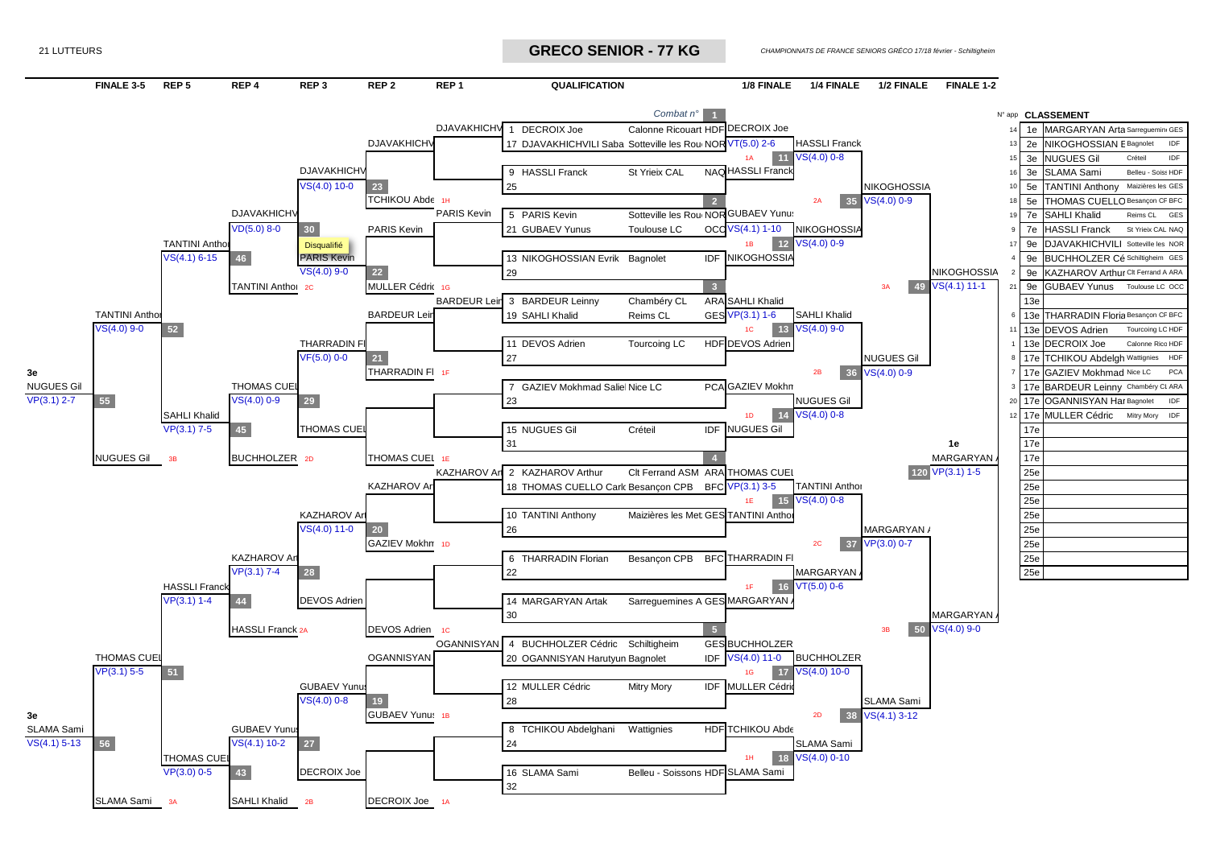21 LUTTEURS

# GRECO SENIOR - 77 KG

*CHAMPIONNATS DE FRANCE SENIORS GRÉCO 17/18 février - Schiltigheim*

## QUALIFICATION

| Combat n° | N° | Lutteur | Club | Ligue |
|---|---|---|---|---|
| 1 | 1 | DECROIX Joe | Calonne Ricouart | HDF |
| | 17 | DJAVAKHICHVILI Saba | Sotteville les Rouen | NOR |
| | 9 | HASSLI Franck | St Yrieix CAL | NAQ |
| | 25 | | | |
| 2 | 5 | PARIS Kevin | Sotteville les Rouen | NOR |
| | 21 | GUBAEV Yunus | Toulouse LC | OCC |
| | 13 | NIKOGHOSSIAN Evrik | Bagnolet | IDF |
| | 29 | | | |
| 3 | 3 | BARDEUR Leinny | Chambéry CL | ARA |
| | 19 | SAHLI Khalid | Reims CL | GES |
| | 11 | DEVOS Adrien | Tourcoing LC | HDF |
| | 27 | | | |
| 4 | 7 | GAZIEV Mokhmad Salieh | Nice LC | PCA |
| | 23 | | | |
| | 15 | NUGUES Gil | Créteil | IDF |
| | 31 | | | |
| | 2 | KAZHAROV Arthur | Clt Ferrand ASM | ARA |
| | 18 | THOMAS CUELLO Carlos | Besançon CPB | BFC |
| | 10 | TANTINI Anthony | Maizières les Metz | GES |
| | 26 | | | |
| 5 | 6 | THARRADIN Florian | Besançon CPB | BFC |
| | 22 | | | |
| | 14 | MARGARYAN Artak | Sarreguemines A | GES |
| | 30 | | | |
| | 4 | BUCHHOLZER Cédric | Schiltigheim | GES |
| | 20 | OGANNISYAN Harutyun | Bagnolet | IDF |
| | 12 | MULLER Cédric | Mitry Mory | IDF |
| | 28 | | | |
| | 8 | TCHIKOU Abdelghani | Wattignies | HDF |
| | 24 | | | |
| | 16 | SLAMA Sami | Belleu - Soissons | HDF |
| | 32 | | | |

## 1/8 FINALE

| Combat | Vainqueur | Score |
|---|---|---|
| 11 (1A) | DECROIX Joe | VT(5.0) 2-6 |
| 12 (1B) | GUBAEV Yunus | VS(4.1) 1-10 |
| 13 (1C) | SAHLI Khalid | VP(3.1) 1-6 |
| 14 (1D) | GAZIEV Mokhmad | |
| 15 (1E) | THOMAS CUELLO | VP(3.1) 3-5 |
| 16 (1F) | THARRADIN Florian | |
| 17 (1G) | BUCHHOLZER | VS(4.0) 11-0 |
| 18 (1H) | TCHIKOU Abdelghani | |

Autres qualifiés : HASSLI Franck, NIKOGHOSSIAN, DEVOS Adrien, NUGUES Gil, TANTINI Anthony, MARGARYAN, MULLER Cédric, SLAMA Sami

## 1/4 FINALE

| Combat | Lutteur | Score |
|---|---|---|
| 11 | HASSLI Franck | VS(4.0) 0-8 |
| 12 | NIKOGHOSSIAN | VS(4.0) 0-9 |
| 13 | SAHLI Khalid | VS(4.0) 9-0 |
| 14 | NUGUES Gil | VS(4.0) 0-8 |
| 15 | TANTINI Anthony | VS(4.0) 0-8 |
| 16 | MARGARYAN | VT(5.0) 0-6 |
| 17 | BUCHHOLZER | VS(4.0) 10-0 |
| 18 | SLAMA Sami | VS(4.0) 0-10 |

## 1/2 FINALE

| Combat | Lutteur | Score |
|---|---|---|
| 35 (2A) | NIKOGHOSSIAN | VS(4.0) 0-9 |
| 36 (2B) | NUGUES Gil | VS(4.0) 0-9 |
| 37 (2C) | MARGARYAN | VP(3.0) 0-7 |
| 38 (2D) | SLAMA Sami | VS(4.1) 3-12 |

## FINALE 1-2

| Combat | Lutteur | Score |
|---|---|---|
| 49 (3A) | NIKOGHOSSIAN | VS(4.1) 11-1 |
| 50 (3B) | MARGARYAN | VS(4.0) 9-0 |
| 120 | 1e MARGARYAN | VP(3.1) 1-5 |

## REPÊCHAGES

| Combat | Lutteur | Score |
|---|---|---|
| REP 1 | DJAVAKHICHVILI | |
| 23 (1H) | DJAVAKHICHVILI / TCHIKOU Abdelghani | VS(4.0) 10-0 |
| REP 1 | PARIS Kevin | |
| 22 (1G) | PARIS Kevin (Disqualifié) / MULLER Cédric | VS(4.0) 9-0 |
| 30 (2C) | DJAVAKHICHVILI / TANTINI Anthony | VD(5.0) 8-0 |
| 46 | TANTINI Anthony | VS(4.1) 6-15 |
| REP 1 | BARDEUR Leinny | |
| 21 (1F) | THARRADIN Florian / BARDEUR Leinny | VF(5.0) 0-0 |
| 29 (2D) | THOMAS CUELLO / BUCHHOLZER | VS(4.0) 0-9 |
| 45 | SAHLI Khalid | VP(3.1) 7-5 |
| 52 (3B) | TANTINI Anthony / NUGUES Gil | VS(4.0) 9-0 |
| REP 1 | KAZHAROV Arthur | |
| 20 (1D) | KAZHAROV Arthur / GAZIEV Mokhmad | VS(4.0) 11-0 |
| 28 (2A) | KAZHAROV Arthur / HASSLI Franck | VP(3.1) 7-4 |
| 44 | HASSLI Franck | VP(3.1) 1-4 |
| REP 1 | OGANNISYAN | |
| 19 (1B) | GUBAEV Yunus / OGANNISYAN | VS(4.0) 0-8 |
| 27 (2B) | GUBAEV Yunus / SAHLI Khalid | VS(4.1) 10-2 |
| 43 | THOMAS CUELLO / DECROIX Joe (1A) | VP(3.0) 0-5 |
| 51 (3A) | THOMAS CUELLO / SLAMA Sami | VP(3.1) 5-5 |
| 55 | 3e NUGUES Gil | VP(3.1) 2-7 |
| 56 | 3e SLAMA Sami | VS(4.1) 5-13 |

## CLASSEMENT

| N° app | Place | Nom | Club | Ligue |
|---|---|---|---|---|
| 14 | 1e | MARGARYAN Artak | Sarreguemines | GES |
| 13 | 2e | NIKOGHOSSIAN Evrik | Bagnolet | IDF |
| 15 | 3e | NUGUES Gil | Créteil | IDF |
| 16 | 3e | SLAMA Sami | Belleu - Soissons | HDF |
| 10 | 5e | TANTINI Anthony | Maizières les | GES |
| 18 | 5e | THOMAS CUELLO | Besançon CPB | BFC |
| 19 | 7e | SAHLI Khalid | Reims CL | GES |
| 9 | 7e | HASSLI Franck | St Yrieix CAL | NAQ |
| 17 | 9e | DJAVAKHICHVILI | Sotteville les | NOR |
| 4 | 9e | BUCHHOLZER Cédric | Schiltigheim | GES |
| 2 | 9e | KAZHAROV Arthur | Clt Ferrand A | ARA |
| 21 | 9e | GUBAEV Yunus | Toulouse LC | OCC |
| | 13e | | | |
| 6 | 13e | THARRADIN Florian | Besançon CP | BFC |
| 11 | 13e | DEVOS Adrien | Tourcoing LC | HDF |
| 1 | 13e | DECROIX Joe | Calonne Rico | HDF |
| 8 | 17e | TCHIKOU Abdelghani | Wattignies | HDF |
| 7 | 17e | GAZIEV Mokhmad | Nice LC | PCA |
| 3 | 17e | BARDEUR Leinny | Chambéry CL | ARA |
| 20 | 17e | OGANNISYAN Harutyun | Bagnolet | IDF |
| 12 | 17e | MULLER Cédric | Mitry Mory | IDF |
| | 17e | | | |
| | 17e | | | |
| | 17e | | | |
| | 25e | | | |
| | 25e | | | |
| | 25e | | | |
| | 25e | | | |
| | 25e | | | |
| | 25e | | | |
| | 25e | | | |
| | 25e | | | |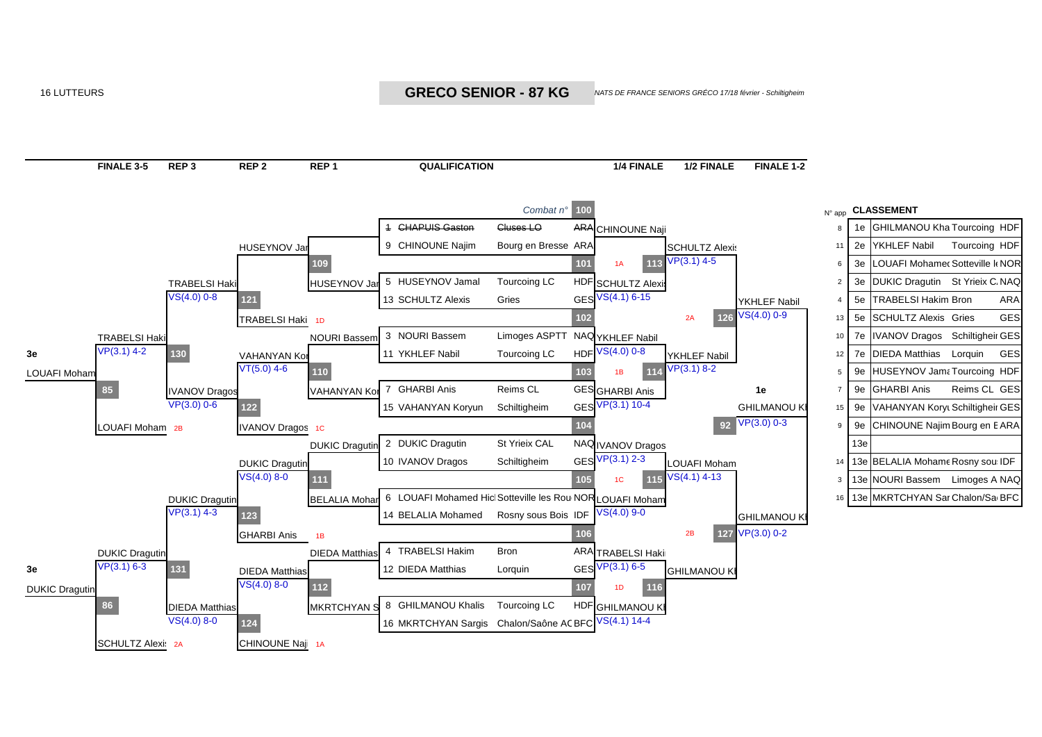16 LUTTEURS

# GRECO SENIOR - 87 KG

*NATS DE FRANCE SENIORS GRÉCO 17/18 février - Schiltigheim*

## QUALIFICATION

| Combat n° | N° | Nom | Club | Ligue | Vainqueur | Résultat |
|---|---|---|---|---|---|---|
| 100 | ~~1~~ | ~~CHAPUIS Gaston~~ | ~~Cluses LO~~ | ~~ARA~~ | CHINOUNE Naji | |
| | 9 | CHINOUNE Najim | Bourg en Bresse | ARA | | |
| 101 | 5 | HUSEYNOV Jamal | Tourcoing LC | HDF | SCHULTZ Alexis | VS(4.1) 6-15 |
| | 13 | SCHULTZ Alexis | Gries | GES | | |
| 102 | 3 | NOURI Bassem | Limoges ASPTT | NAQ | YKHLEF Nabil | VS(4.0) 0-8 |
| | 11 | YKHLEF Nabil | Tourcoing LC | HDF | | |
| 103 | 7 | GHARBI Anis | Reims CL | GES | GHARBI Anis | VP(3.1) 10-4 |
| | 15 | VAHANYAN Koryun | Schiltigheim | GES | | |
| 104 | 2 | DUKIC Dragutin | St Yrieix CAL | NAQ | IVANOV Dragos | VP(3.1) 2-3 |
| | 10 | IVANOV Dragos | Schiltigheim | GES | | |
| 105 | 6 | LOUAFI Mohamed Hic | Sotteville les Rou | NOR | LOUAFI Moham | VS(4.0) 9-0 |
| | 14 | BELALIA Mohamed | Rosny sous Bois | IDF | | |
| 106 | 4 | TRABELSI Hakim | Bron | ARA | TRABELSI Haki | VP(3.1) 6-5 |
| | 12 | DIEDA Matthias | Lorquin | GES | | |
| 107 | 8 | GHILMANOU Khalis | Tourcoing LC | HDF | GHILMANOU Kh | VS(4.1) 14-4 |
| | 16 | MKRTCHYAN Sargis | Chalon/Saône AC | BFC | | |

## 1/4 FINALE

| Combat n° | Lutteurs | Vainqueur | Résultat |
|---|---|---|---|
| 113 (1A) | CHINOUNE Naji / SCHULTZ Alexis | SCHULTZ Alexis | VP(3.1) 4-5 |
| 114 (1B) | YKHLEF Nabil / GHARBI Anis | YKHLEF Nabil | VP(3.1) 8-2 |
| 115 (1C) | IVANOV Dragos / LOUAFI Moham | LOUAFI Moham | VS(4.1) 4-13 |
| 116 (1D) | TRABELSI Haki / GHILMANOU Kh | GHILMANOU Kh | |

## 1/2 FINALE

| Combat n° | Lutteurs | Vainqueur | Résultat |
|---|---|---|---|
| 126 (2A) | SCHULTZ Alexis / YKHLEF Nabil | YKHLEF Nabil | VS(4.0) 0-9 |
| 127 (2B) | LOUAFI Moham / GHILMANOU Kh | GHILMANOU Kh | VP(3.0) 0-2 |

## FINALE 1-2

| Combat n° | Lutteurs | 1e | Résultat |
|---|---|---|---|
| 92 | YKHLEF Nabil / GHILMANOU Kh | GHILMANOU Kh | VP(3.0) 0-3 |

## REP 1

| Combat n° | Lutteurs | Vainqueur | Résultat |
|---|---|---|---|
| 109 | CHINOUNE Najim / HUSEYNOV Jamal | HUSEYNOV Jar | |
| 110 | NOURI Bassem / VAHANYAN Kor | VAHANYAN Kor | VT(5.0) 4-6 |
| 111 | DUKIC Dragutin / BELALIA Mohar | DUKIC Dragutin | VS(4.0) 8-0 |
| 112 | DIEDA Matthias / MKRTCHYAN S | DIEDA Matthias | VS(4.0) 8-0 |

## REP 2

| Combat n° | Lutteurs | Vainqueur | Résultat |
|---|---|---|---|
| 121 | HUSEYNOV Jar / TRABELSI Haki (1D) | TRABELSI Haki | VS(4.0) 0-8 |
| 122 | VAHANYAN Kor / IVANOV Dragos (1C) | IVANOV Dragos | VP(3.0) 0-6 |
| 123 | DUKIC Dragutin / GHARBI Anis (1B) | DUKIC Dragutin | VP(3.1) 4-3 |
| 124 | DIEDA Matthias / CHINOUNE Naji (1A) | DIEDA Matthias | VS(4.0) 8-0 |

## REP 3

| Combat n° | Lutteurs | Vainqueur | Résultat |
|---|---|---|---|
| 130 | TRABELSI Haki / IVANOV Dragos | TRABELSI Haki | VP(3.1) 4-2 |
| 131 | DUKIC Dragutin / DIEDA Matthias | DUKIC Dragutin | VP(3.1) 6-3 |

## FINALE 3-5

| Combat n° | Lutteurs | 3e |
|---|---|---|
| 85 | TRABELSI Haki / LOUAFI Moham (2B) | LOUAFI Moham |
| 86 | DUKIC Dragutin / SCHULTZ Alexis (2A) | DUKIC Dragutin |

## CLASSEMENT

| N° app | Rang | Nom | Club | Ligue |
|---|---|---|---|---|
| 8 | 1e | GHILMANOU Kha | Tourcoing | HDF |
| 11 | 2e | YKHLEF Nabil | Tourcoing | HDF |
| 6 | 3e | LOUAFI Mohamed | Sotteville le | NOR |
| 2 | 3e | DUKIC Dragutin | St Yrieix C. | NAQ |
| 4 | 5e | TRABELSI Hakim | Bron | ARA |
| 13 | 5e | SCHULTZ Alexis | Gries | GES |
| 10 | 7e | IVANOV Dragos | Schiltigheim | GES |
| 12 | 7e | DIEDA Matthias | Lorquin | GES |
| 5 | 9e | HUSEYNOV Jama | Tourcoing | HDF |
| 7 | 9e | GHARBI Anis | Reims CL | GES |
| 15 | 9e | VAHANYAN Koryu | Schiltigheim | GES |
| 9 | 9e | CHINOUNE Najim | Bourg en E | ARA |
| | 13e | | | |
| 14 | 13e | BELALIA Mohame | Rosny sou | IDF |
| 3 | 13e | NOURI Bassem | Limoges A | NAQ |
| 16 | 13e | MKRTCHYAN Sar | Chalon/Sa | BFC |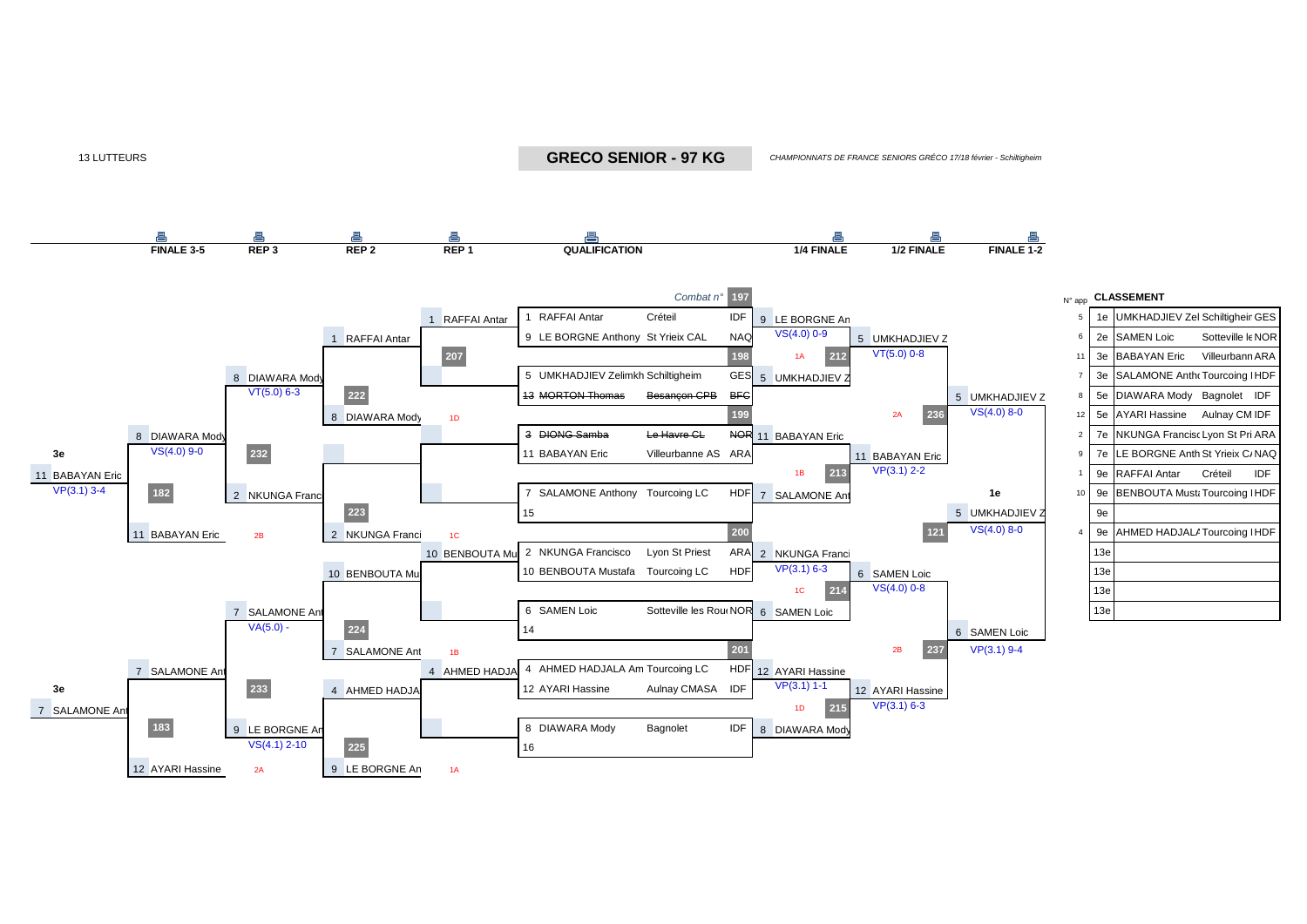13 LUTTEURS

# GRECO SENIOR - 97 KG

*CHAMPIONNATS DE FRANCE SENIORS GRÉCO 17/18 février - Schiltigheim*

| FINALE 3-5 | REP 3 | REP 2 | REP 1 | QUALIFICATION | 1/4 FINALE | 1/2 FINALE | FINALE 1-2 |
|---|---|---|---|---|---|---|---|

## QUALIFICATION

| Combat n° | Lutteur | Club | Ligue |
|---|---|---|---|
| 197 | 1 RAFFAI Antar | Créteil | IDF |
| | 9 LE BORGNE Anthony | St Yrieix CAL | NAQ |
| 198 | 5 UMKHADJIEV Zelimkh | Schiltigheim | GES |
| | ~~13 MORTON Thomas~~ | ~~Besançon CPB~~ | ~~BFC~~ |
| 199 | ~~3 DIONG Samba~~ | ~~Le Havre CL~~ | ~~NOR~~ |
| | 11 BABAYAN Eric | Villeurbanne AS | ARA |
| | 7 SALAMONE Anthony | Tourcoing LC | HDF |
| | 15 | | |
| 200 | 2 NKUNGA Francisco | Lyon St Priest | ARA |
| | 10 BENBOUTA Mustafa | Tourcoing LC | HDF |
| | 6 SAMEN Loic | Sotteville les Rou | NOR |
| | 14 | | |
| 201 | 4 AHMED HADJALA Am | Tourcoing LC | HDF |
| | 12 AYARI Hassine | Aulnay CMASA | IDF |
| | 8 DIAWARA Mody | Bagnolet | IDF |
| | 16 | | |

## 1/4 FINALE

- 9 LE BORGNE An — VS(4.0) 0-9 — 212 (1A)
- 5 UMKHADJIEV Z
- 11 BABAYAN Eric — 213 (1B)
- 7 SALAMONE Ant
- 2 NKUNGA Franci — VP(3.1) 6-3 — 214 (1C)
- 6 SAMEN Loic
- 12 AYARI Hassine — VP(3.1) 1-1 — 215 (1D)
- 8 DIAWARA Mody

## 1/2 FINALE

- 5 UMKHADJIEV Z — VT(5.0) 0-8 — 236 (2A)
- 11 BABAYAN Eric — VP(3.1) 2-2
- 6 SAMEN Loic — VS(4.0) 0-8 — 237 (2B)
- 12 AYARI Hassine — VP(3.1) 6-3

## FINALE 1-2

- 5 UMKHADJIEV Z — VS(4.0) 8-0 — 121
- 6 SAMEN Loic — VP(3.1) 9-4
- **1e** 5 UMKHADJIEV Z — VS(4.0) 8-0

## REPÊCHAGES

### REP 1
- 1 RAFFAI Antar — 207 — 1D
- 10 BENBOUTA Mu — 1C
- 4 AHMED HADJA — 1B
- 1A

### REP 2
- 1 RAFFAI Antar — 222 — 8 DIAWARA Mody
- 223 — 2 NKUNGA Franci
- 10 BENBOUTA Mu — 224 — 7 SALAMONE Ant
- 4 AHMED HADJA — 225 — 9 LE BORGNE An

### REP 3
- 8 DIAWARA Mody — VT(5.0) 6-3 — 232 — 2 NKUNGA Franc (2B)
- 7 SALAMONE Ant — VA(5.0) - — 233 — 9 LE BORGNE An — VS(4.1) 2-10 (2A)

### FINALE 3-5
- 8 DIAWARA Mody — VS(4.0) 9-0 — 182 — 11 BABAYAN Eric → **3e** 11 BABAYAN Eric — VP(3.1) 3-4
- 7 SALAMONE Ant — 183 — 12 AYARI Hassine → **3e** 7 SALAMONE Ant

## CLASSEMENT

| N° app | Place | Nom | Club | Ligue |
|---|---|---|---|---|
| 5 | 1e | UMKHADJIEV Zel | Schiltigheim | GES |
| 6 | 2e | SAMEN Loic | Sotteville le | NOR |
| 11 | 3e | BABAYAN Eric | Villeurbann | ARA |
| 7 | 3e | SALAMONE Antho | Tourcoing I | HDF |
| 8 | 5e | DIAWARA Mody | Bagnolet | IDF |
| 12 | 5e | AYARI Hassine | Aulnay CM | IDF |
| 2 | 7e | NKUNGA Francisc | Lyon St Pri | ARA |
| 9 | 7e | LE BORGNE Anth | St Yrieix CA | NAQ |
| 1 | 9e | RAFFAI Antar | Créteil | IDF |
| 10 | 9e | BENBOUTA Must | Tourcoing I | HDF |
| | 9e | | | |
| 4 | 9e | AHMED HADJALA | Tourcoing I | HDF |
| | 13e | | | |
| | 13e | | | |
| | 13e | | | |
| | 13e | | | |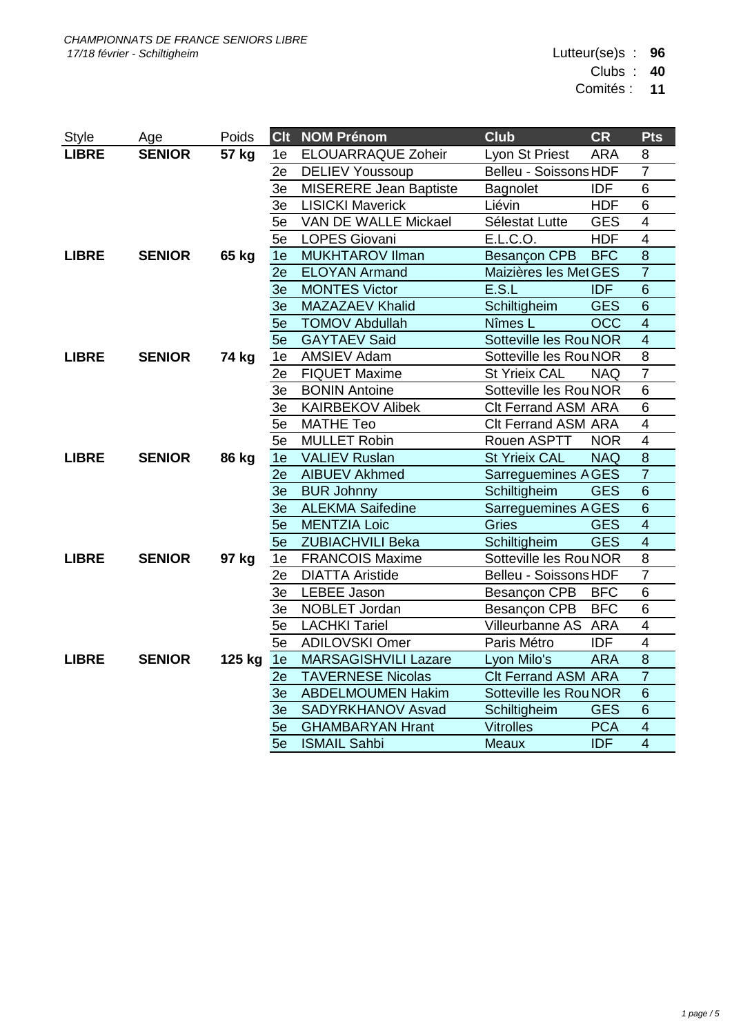*CHAMPIONNATS DE FRANCE SENIORS LIBRE*
*17/18 février - Schiltigheim*

Lutteur(se)s : **96**
Clubs : **40**
Comités : **11**

| Style | Age | Poids | Clt | NOM Prénom | Club | CR | Pts |
|---|---|---|---|---|---|---|---|
| **LIBRE** | **SENIOR** | **57 kg** | 1e | ELOUARRAQUE Zoheir | Lyon St Priest | ARA | 8 |
| | | | 2e | DELIEV Youssoup | Belleu - Soissons | HDF | 7 |
| | | | 3e | MISERERE Jean Baptiste | Bagnolet | IDF | 6 |
| | | | 3e | LISICKI Maverick | Liévin | HDF | 6 |
| | | | 5e | VAN DE WALLE Mickael | Sélestat Lutte | GES | 4 |
| | | | 5e | LOPES Giovani | E.L.C.O. | HDF | 4 |
| **LIBRE** | **SENIOR** | **65 kg** | 1e | MUKHTAROV Ilman | Besançon CPB | BFC | 8 |
| | | | 2e | ELOYAN Armand | Maizières les Met | GES | 7 |
| | | | 3e | MONTES Victor | E.S.L | IDF | 6 |
| | | | 3e | MAZAZAEV Khalid | Schiltigheim | GES | 6 |
| | | | 5e | TOMOV Abdullah | Nîmes L | OCC | 4 |
| | | | 5e | GAYTAEV Said | Sotteville les Rou | NOR | 4 |
| **LIBRE** | **SENIOR** | **74 kg** | 1e | AMSIEV Adam | Sotteville les Rou | NOR | 8 |
| | | | 2e | FIQUET Maxime | St Yrieix CAL | NAQ | 7 |
| | | | 3e | BONIN Antoine | Sotteville les Rou | NOR | 6 |
| | | | 3e | KAIRBEKOV Alibek | Clt Ferrand ASM | ARA | 6 |
| | | | 5e | MATHE Teo | Clt Ferrand ASM | ARA | 4 |
| | | | 5e | MULLET Robin | Rouen ASPTT | NOR | 4 |
| **LIBRE** | **SENIOR** | **86 kg** | 1e | VALIEV Ruslan | St Yrieix CAL | NAQ | 8 |
| | | | 2e | AIBUEV Akhmed | Sarreguemines A | GES | 7 |
| | | | 3e | BUR Johnny | Schiltigheim | GES | 6 |
| | | | 3e | ALEKMA Saifedine | Sarreguemines A | GES | 6 |
| | | | 5e | MENTZIA Loic | Gries | GES | 4 |
| | | | 5e | ZUBIACHVILI Beka | Schiltigheim | GES | 4 |
| **LIBRE** | **SENIOR** | **97 kg** | 1e | FRANCOIS Maxime | Sotteville les Rou | NOR | 8 |
| | | | 2e | DIATTA Aristide | Belleu - Soissons | HDF | 7 |
| | | | 3e | LEBEE Jason | Besançon CPB | BFC | 6 |
| | | | 3e | NOBLET Jordan | Besançon CPB | BFC | 6 |
| | | | 5e | LACHKI Tariel | Villeurbanne AS | ARA | 4 |
| | | | 5e | ADILOVSKI Omer | Paris Métro | IDF | 4 |
| **LIBRE** | **SENIOR** | **125 kg** | 1e | MARSAGISHVILI Lazare | Lyon Milo's | ARA | 8 |
| | | | 2e | TAVERNESE Nicolas | Clt Ferrand ASM | ARA | 7 |
| | | | 3e | ABDELMOUMEN Hakim | Sotteville les Rou | NOR | 6 |
| | | | 3e | SADYRKHANOV Asvad | Schiltigheim | GES | 6 |
| | | | 5e | GHAMBARYAN Hrant | Vitrolles | PCA | 4 |
| | | | 5e | ISMAIL Sahbi | Meaux | IDF | 4 |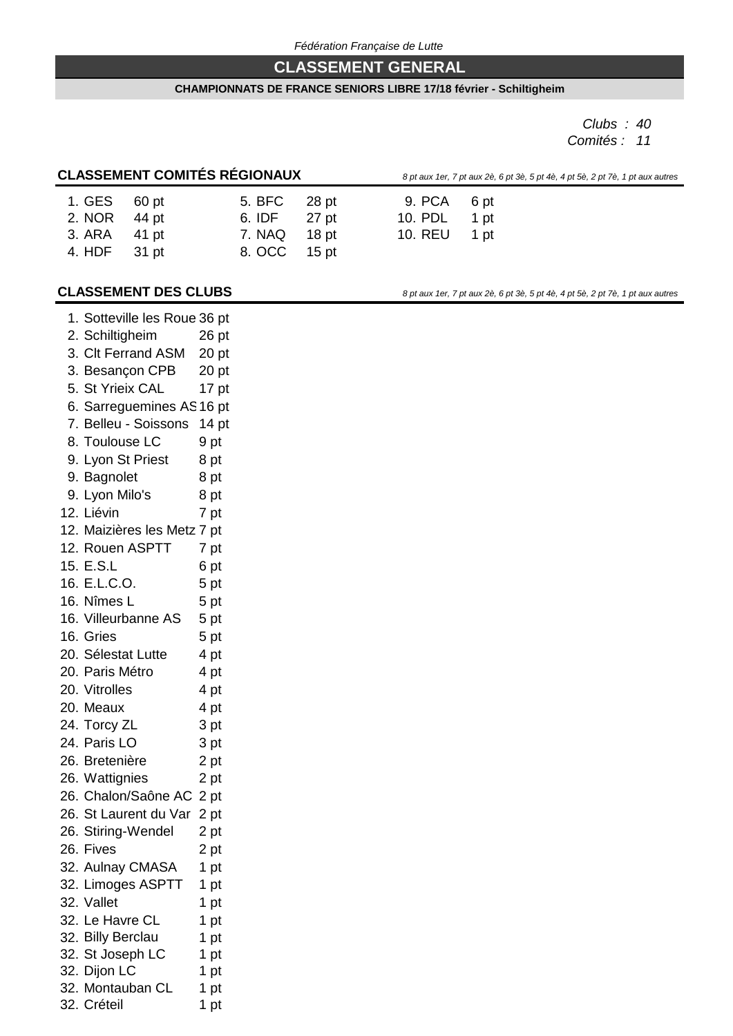*Fédération Française de Lutte*

# CLASSEMENT GENERAL

**CHAMPIONNATS DE FRANCE SENIORS LIBRE 17/18 février - Schiltigheim**

*Clubs : 40*
*Comités : 11*

## CLASSEMENT COMITÉS RÉGIONAUX

*8 pt aux 1er, 7 pt aux 2è, 6 pt 3è, 5 pt 4è, 4 pt 5è, 2 pt 7è, 1 pt aux autres*

| Rang | Comité | Points |
|---|---|---|
| 1. | GES | 60 pt |
| 2. | NOR | 44 pt |
| 3. | ARA | 41 pt |
| 4. | HDF | 31 pt |
| 5. | BFC | 28 pt |
| 6. | IDF | 27 pt |
| 7. | NAQ | 18 pt |
| 8. | OCC | 15 pt |
| 9. | PCA | 6 pt |
| 10. | PDL | 1 pt |
| 10. | REU | 1 pt |

## CLASSEMENT DES CLUBS

*8 pt aux 1er, 7 pt aux 2è, 6 pt 3è, 5 pt 4è, 4 pt 5è, 2 pt 7è, 1 pt aux autres*

| Rang | Club | Points |
|---|---|---|
| 1. | Sotteville les Roue | 36 pt |
| 2. | Schiltigheim | 26 pt |
| 3. | Clt Ferrand ASM | 20 pt |
| 3. | Besançon CPB | 20 pt |
| 5. | St Yrieix CAL | 17 pt |
| 6. | Sarreguemines AS | 16 pt |
| 7. | Belleu - Soissons | 14 pt |
| 8. | Toulouse LC | 9 pt |
| 9. | Lyon St Priest | 8 pt |
| 9. | Bagnolet | 8 pt |
| 9. | Lyon Milo's | 8 pt |
| 12. | Liévin | 7 pt |
| 12. | Maizières les Metz | 7 pt |
| 12. | Rouen ASPTT | 7 pt |
| 15. | E.S.L | 6 pt |
| 16. | E.L.C.O. | 5 pt |
| 16. | Nîmes L | 5 pt |
| 16. | Villeurbanne AS | 5 pt |
| 16. | Gries | 5 pt |
| 20. | Sélestat Lutte | 4 pt |
| 20. | Paris Métro | 4 pt |
| 20. | Vitrolles | 4 pt |
| 20. | Meaux | 4 pt |
| 24. | Torcy ZL | 3 pt |
| 24. | Paris LO | 3 pt |
| 26. | Bretenière | 2 pt |
| 26. | Wattignies | 2 pt |
| 26. | Chalon/Saône AC | 2 pt |
| 26. | St Laurent du Var | 2 pt |
| 26. | Stiring-Wendel | 2 pt |
| 26. | Fives | 2 pt |
| 32. | Aulnay CMASA | 1 pt |
| 32. | Limoges ASPTT | 1 pt |
| 32. | Vallet | 1 pt |
| 32. | Le Havre CL | 1 pt |
| 32. | Billy Berclau | 1 pt |
| 32. | St Joseph LC | 1 pt |
| 32. | Dijon LC | 1 pt |
| 32. | Montauban CL | 1 pt |
| 32. | Créteil | 1 pt |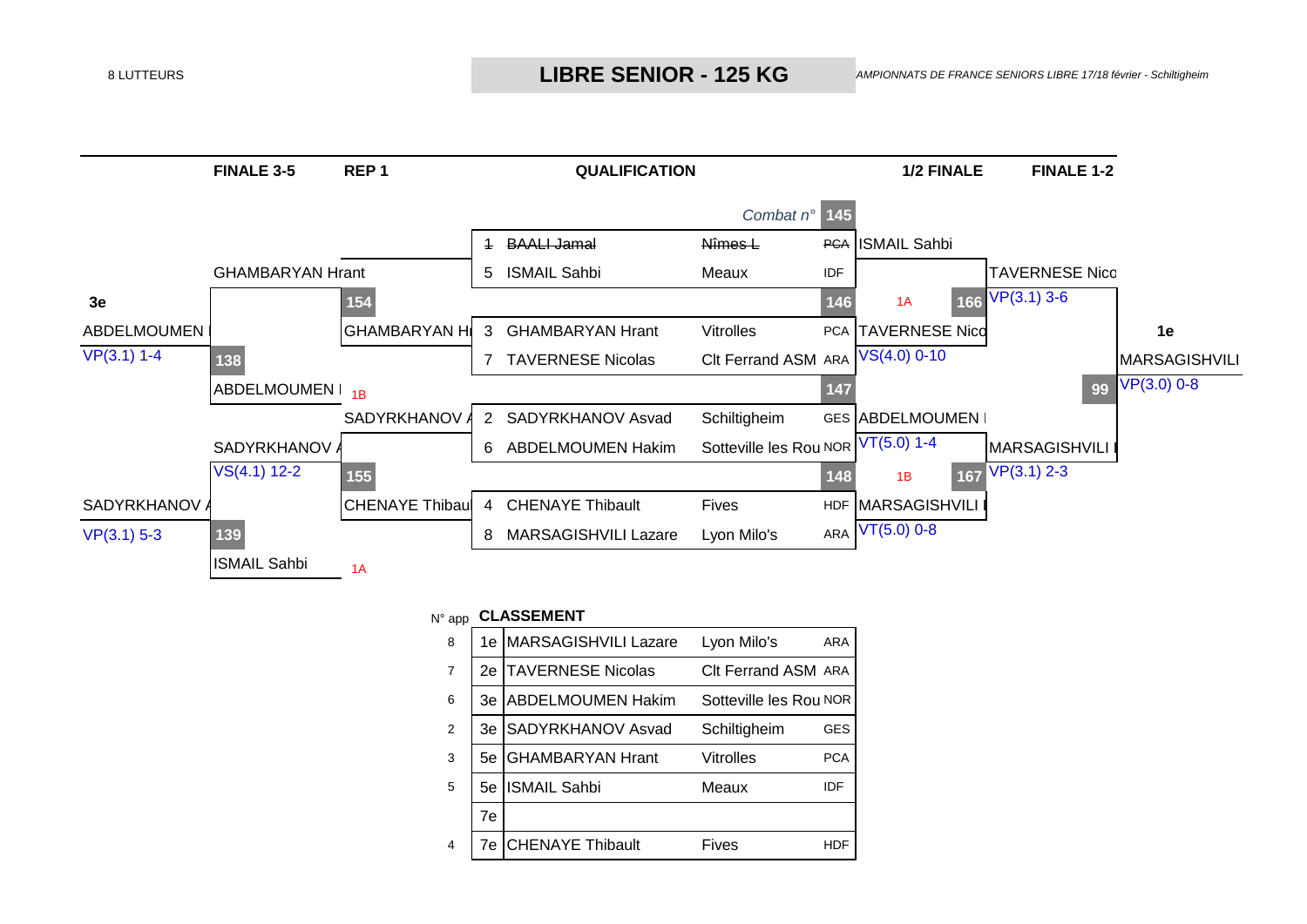8 LUTTEURS

# LIBRE SENIOR - 125 KG

*CHAMPIONNATS DE FRANCE SENIORS LIBRE 17/18 février - Schiltigheim*

| FINALE 3-5 | REP 1 | QUALIFICATION | 1/2 FINALE | FINALE 1-2 |
|---|---|---|---|---|

*Combat n°* 145

## QUALIFICATION

| Combat | N° | Lutteur | Club | Région | Vainqueur |
|---|---|---|---|---|---|
| 145 | ~~1~~ | ~~BAALI Jamal~~ | ~~Nîmes L~~ | ~~PCA~~ | ISMAIL Sahbi |
| | 5 | ISMAIL Sahbi | Meaux | IDF | |
| 146 | 3 | GHAMBARYAN Hrant | Vitrolles | PCA | TAVERNESE Nico |
| | 7 | TAVERNESE Nicolas | Clt Ferrand ASM | ARA | VS(4.0) 0-10 |
| 147 | 2 | SADYRKHANOV Asvad | Schiltigheim | GES | ABDELMOUMEN |
| | 6 | ABDELMOUMEN Hakim | Sotteville les Rou | NOR | VT(5.0) 1-4 |
| 148 | 4 | CHENAYE Thibault | Fives | HDF | MARSAGISHVILI |
| | 8 | MARSAGISHVILI Lazare | Lyon Milo's | ARA | VT(5.0) 0-8 |

## 1/2 FINALE

- 166 (1A): ISMAIL Sahbi / TAVERNESE Nico → TAVERNESE Nico, VP(3.1) 3-6
- 167 (1B): ABDELMOUMEN / MARSAGISHVILI → MARSAGISHVILI, VP(3.1) 2-3

## FINALE 1-2

- 99: TAVERNESE Nico / MARSAGISHVILI → **1e** MARSAGISHVILI, VP(3.0) 0-8

## REP 1

- 154: GHAMBARYAN Hrant → GHAMBARYAN Hrant
- 155: SADYRKHANOV A / CHENAYE Thibaul → SADYRKHANOV A, VS(4.1) 12-2

## FINALE 3-5

- 138: GHAMBARYAN Hrant / ABDELMOUMEN (1B) → **3e** ABDELMOUMEN, VP(3.1) 1-4
- 139: SADYRKHANOV A / ISMAIL Sahbi (1A) → **3e** SADYRKHANOV A, VP(3.1) 5-3

## CLASSEMENT

| N° app | Rang | Lutteur | Club | Région |
|---|---|---|---|---|
| 8 | 1e | MARSAGISHVILI Lazare | Lyon Milo's | ARA |
| 7 | 2e | TAVERNESE Nicolas | Clt Ferrand ASM | ARA |
| 6 | 3e | ABDELMOUMEN Hakim | Sotteville les Rou | NOR |
| 2 | 3e | SADYRKHANOV Asvad | Schiltigheim | GES |
| 3 | 5e | GHAMBARYAN Hrant | Vitrolles | PCA |
| 5 | 5e | ISMAIL Sahbi | Meaux | IDF |
| | 7e | | | |
| 4 | 7e | CHENAYE Thibault | Fives | HDF |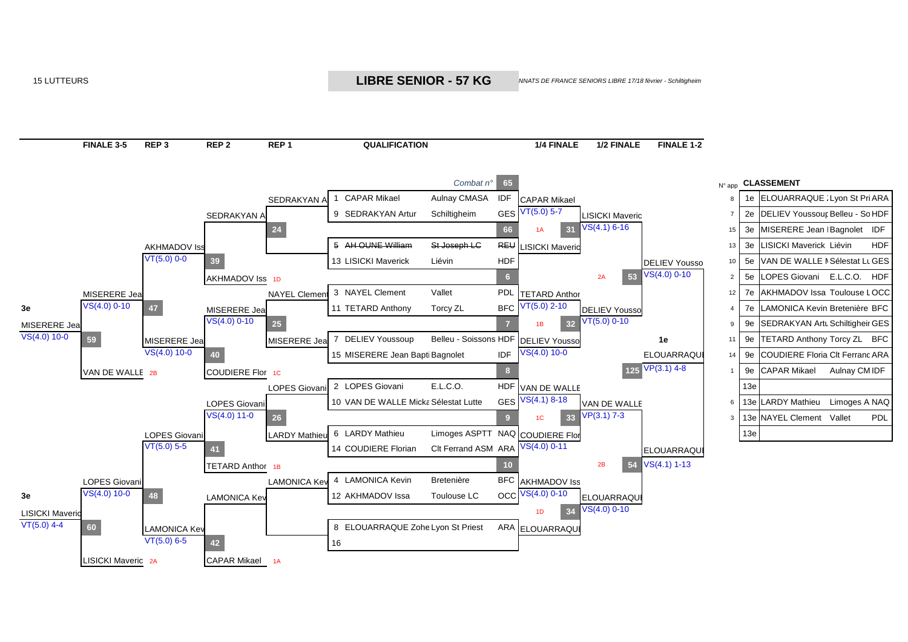15 LUTTEURS

# LIBRE SENIOR - 57 KG

*NNATS DE FRANCE SENIORS LIBRE 17/18 février - Schiltigheim*

## QUALIFICATION

| Combat n° | N° | Lutteur | Club | Ligue |
|---|---|---|---|---|
| 65 | 1 | CAPAR Mikael | Aulnay CMASA | IDF |
| | 9 | SEDRAKYAN Artur | Schiltigheim | GES |
| 66 | 5 | ~~AH OUNE William~~ | ~~St Joseph LC~~ | ~~REU~~ |
| | 13 | LISICKI Maverick | Liévin | HDF |
| 6 | 3 | NAYEL Clement | Vallet | PDL |
| | 11 | TETARD Anthony | Torcy ZL | BFC |
| 7 | 7 | DELIEV Youssoup | Belleu - Soissons | HDF |
| | 15 | MISERERE Jean Bapti | Bagnolet | IDF |
| 8 | 2 | LOPES Giovani | E.L.C.O. | HDF |
| | 10 | VAN DE WALLE Micka | Sélestat Lutte | GES |
| 9 | 6 | LARDY Mathieu | Limoges ASPTT | NAQ |
| | 14 | COUDIERE Florian | Clt Ferrand ASM | ARA |
| 10 | 4 | LAMONICA Kevin | Bretenière | BFC |
| | 12 | AKHMADOV Issa | Toulouse LC | OCC |
| | 8 | ELOUARRAQUE Zohe | Lyon St Priest | ARA |
| | 16 | | | |

## 1/4 FINALE

| Combat n° | Vainqueur | Résultat |
|---|---|---|
| 65 | CAPAR Mikael | VT(5.0) 5-7 |
| 66 | LISICKI Maveric | |
| 6 | TETARD Anthor | VT(5.0) 2-10 |
| 7 | DELIEV Yousso | VS(4.0) 10-0 |
| 8 | VAN DE WALLE | VS(4.1) 8-18 |
| 9 | COUDIERE Flor | VS(4.0) 0-11 |
| 10 | AKHMADOV Iss | VS(4.0) 0-10 |
| | ELOUARRAQUI | |

## 1/2 FINALE

| Combat n° | Vainqueur | Résultat |
|---|---|---|
| 31 (1A) | LISICKI Maveric | VS(4.1) 6-16 |
| 32 (1B) | DELIEV Yousso | VT(5.0) 0-10 |
| 33 (1C) | VAN DE WALLE | VP(3.1) 7-3 |
| 34 (1D) | ELOUARRAQUI | VS(4.0) 0-10 |

## FINALE 1-2

| Combat n° | Vainqueur | Résultat |
|---|---|---|
| 53 (2A) | DELIEV Yousso | VS(4.0) 0-10 |
| 54 (2B) | ELOUARRAQUI | VS(4.1) 1-13 |
| 125 | 1e ELOUARRAQUI | VP(3.1) 4-8 |

## REP 1

| Combat n° | Lutteurs | Résultat |
|---|---|---|
| 24 | SEDRAKYAN A / AKHMADOV Iss (1D) | |
| 25 | NAYEL Clement / MISERERE Jea | VS(4.0) 0-10 |
| 26 | LOPES Giovani / LARDY Mathieu | VS(4.0) 11-0 |
| | LAMONICA Kev | |

## REP 2

| Combat n° | Lutteurs | Résultat |
|---|---|---|
| 39 | SEDRAKYAN A / AKHMADOV Iss (1D) | VT(5.0) 0-0 |
| 40 | MISERERE Jea / COUDIERE Flor (1C) | VS(4.0) 10-0 |
| 41 | LOPES Giovani / TETARD Anthor (1B) | VT(5.0) 5-5 |
| 42 | LAMONICA Kev / CAPAR Mikael (1A) | VT(5.0) 6-5 |

## REP 3

| Combat n° | Lutteurs | Résultat |
|---|---|---|
| 47 | AKHMADOV Iss / MISERERE Jea | VS(4.0) 0-10 |
| 48 | LOPES Giovani / LAMONICA Kev | VS(4.0) 10-0 |

## FINALE 3-5

| Combat n° | Lutteurs | Résultat |
|---|---|---|
| 59 | MISERERE Jea / VAN DE WALLE (2B) | VS(4.0) 10-0 — 3e MISERERE Jea |
| 60 | LOPES Giovani / LISICKI Maveric (2A) | VT(5.0) 4-4 — 3e LISICKI Maveric |

## CLASSEMENT

| N° app | Rang | Lutteur | Club | Ligue |
|---|---|---|---|---|
| 8 | 1e | ELOUARRAQUE Z | Lyon St Pri | ARA |
| 7 | 2e | DELIEV Youssour | Belleu - So | HDF |
| 15 | 3e | MISERERE Jean I | Bagnolet | IDF |
| 13 | 3e | LISICKI Maverick | Liévin | HDF |
| 10 | 5e | VAN DE WALLE M | Sélestat Lu | GES |
| 2 | 5e | LOPES Giovani | E.L.C.O. | HDF |
| 12 | 7e | AKHMADOV Issa | Toulouse L | OCC |
| 4 | 7e | LAMONICA Kevin | Bretenière | BFC |
| 9 | 9e | SEDRAKYAN Artu | Schiltigheir | GES |
| 11 | 9e | TETARD Anthony | Torcy ZL | BFC |
| 14 | 9e | COUDIERE Floria | Clt Ferranc | ARA |
| 1 | 9e | CAPAR Mikael | Aulnay CM | IDF |
| | 13e | | | |
| 6 | 13e | LARDY Mathieu | Limoges A | NAQ |
| 3 | 13e | NAYEL Clement | Vallet | PDL |
| | 13e | | | |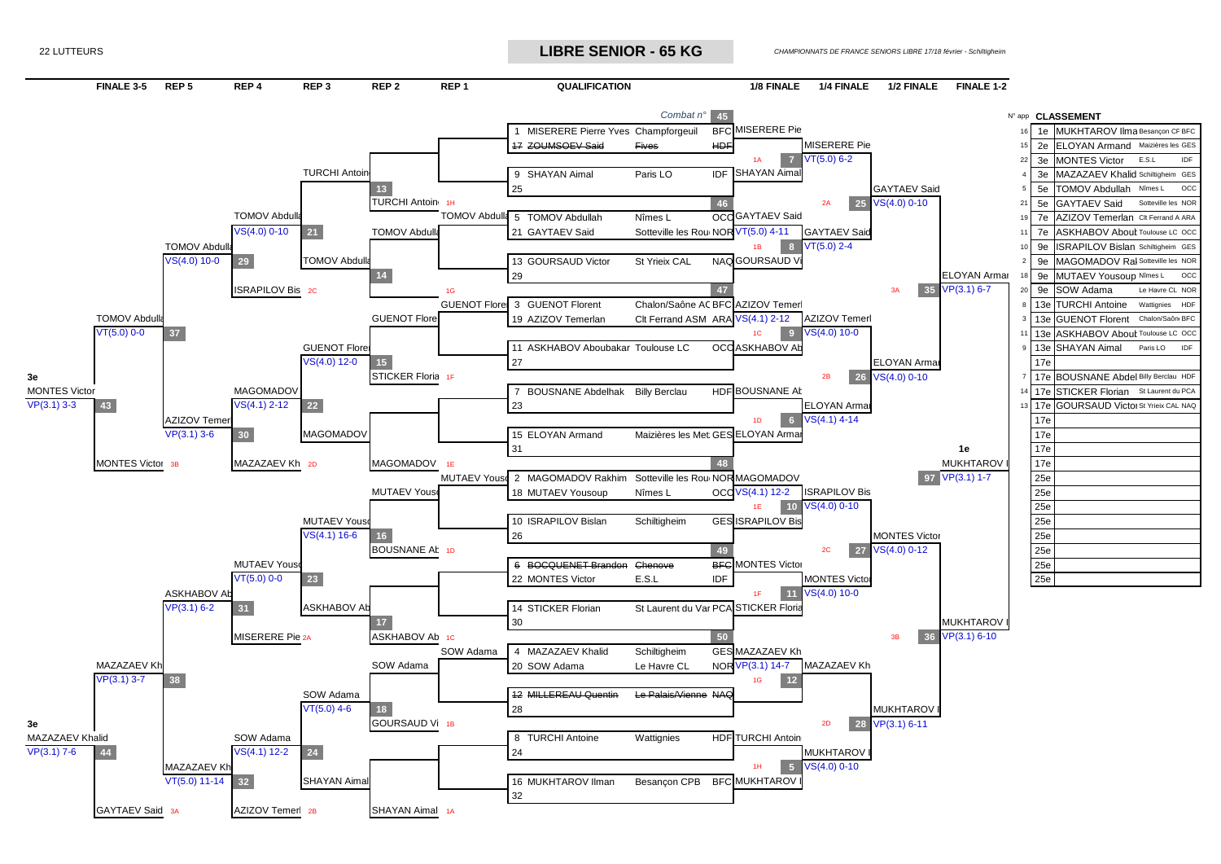22 LUTTEURS

# LIBRE SENIOR - 65 KG

*CHAMPIONNATS DE FRANCE SENIORS LIBRE 17/18 février - Schiltigheim*

## QUALIFICATION

| N° | Nom | Club | Ligue |
|---|---|---|---|
| 1 | MISERERE Pierre Yves | Champforgeuil | BFC |
| 17 | ~~ZOUMSOEV Said~~ | ~~Fives~~ | ~~HDF~~ |
| 9 | SHAYAN Aimal | Paris LO | IDF |
| 25 | | | |
| 5 | TOMOV Abdullah | Nîmes L | OCC |
| 21 | GAYTAEV Said | Sotteville les Rou | NOR |
| 13 | GOURSAUD Victor | St Yrieix CAL | NAQ |
| 29 | | | |
| 3 | GUENOT Florent | Chalon/Saône AC | BFC |
| 19 | AZIZOV Temerlan | Clt Ferrand ASM | ARA |
| 11 | ASKHABOV Aboubakar | Toulouse LC | OCC |
| 27 | | | |
| 7 | BOUSNANE Abdelhak | Billy Berclau | HDF |
| 23 | | | |
| 15 | ELOYAN Armand | Maizières les Met | GES |
| 31 | | | |
| 2 | MAGOMADOV Rakhim | Sotteville les Rou | NOR |
| 18 | MUTAEV Yousoup | Nîmes L | OCC |
| 10 | ISRAPILOV Bislan | Schiltigheim | GES |
| 26 | | | |
| 6 | ~~BOCQUENET Brandon~~ | ~~Chenove~~ | ~~BFC~~ |
| 22 | MONTES Victor | E.S.L | IDF |
| 14 | STICKER Florian | St Laurent du Var | PCA |
| 30 | | | |
| 4 | MAZAZAEV Khalid | Schiltigheim | GES |
| 20 | SOW Adama | Le Havre CL | NOR |
| 12 | ~~MILLEREAU Quentin~~ | ~~Le Palais/Vienne~~ | ~~NAQ~~ |
| 28 | | | |
| 8 | TURCHI Antoine | Wattignies | HDF |
| 24 | | | |
| 16 | MUKHTAROV Ilman | Besançon CPB | BFC |
| 32 | | | |

## 1/8 FINALE

| Combat n° | Vainqueur | Résultat |
|---|---|---|
| 45 | MISERERE Pie | |
| 46 | SHAYAN Aimal / GAYTAEV Said | VT(5.0) 4-11 |
| 47 | GOURSAUD Vi / AZIZOV Temerl | VS(4.1) 2-12 |
| 48 | ASKHABOV Ab / BOUSNANE Ab / ELOYAN Armar / MAGOMADOV | VS(4.1) 12-2 |
| 49 | ISRAPILOV Bis / MONTES Victor | |
| 50 | STICKER Floria / MAZAZAEV Kh | VP(3.1) 14-7 |
| | TURCHI Antoin / MUKHTAROV I | |

## 1/4 FINALE

| Combat n° | Vainqueur | Résultat |
|---|---|---|
| 7 (1A) | MISERERE Pie | VT(5.0) 6-2 |
| 8 (1B) | GAYTAEV Said | VT(5.0) 2-4 |
| 9 (1C) | AZIZOV Temerl | VS(4.0) 10-0 |
| 6 (1D) | ELOYAN Armar | VS(4.1) 4-14 |
| 10 (1E) | ISRAPILOV Bis | VS(4.0) 0-10 |
| 11 (1F) | MONTES Victor | VS(4.0) 10-0 |
| 12 (1G) | MAZAZAEV Kh | |
| 5 (1H) | MUKHTAROV I | VS(4.0) 0-10 |

## 1/2 FINALE

| Combat n° | Vainqueur | Résultat |
|---|---|---|
| 25 (2A) | GAYTAEV Said | VS(4.0) 0-10 |
| 26 (2B) | ELOYAN Armar | VS(4.0) 0-10 |
| 27 (2C) | MONTES Victor | VS(4.0) 0-12 |
| 28 (2D) | MUKHTAROV I | VP(3.1) 6-11 |

## FINALE 1-2

| Combat n° | Vainqueur | Résultat |
|---|---|---|
| 35 (3A) | ELOYAN Armar | VP(3.1) 6-7 |
| 36 (3B) | MUKHTAROV I | VP(3.1) 6-10 |
| 97 | 1e MUKHTAROV I | VP(3.1) 1-7 |

## REPÊCHAGES

| Tour | Combat n° | Vainqueur | Résultat |
|---|---|---|---|
| REP 1 | (1H) | TOMOV Abdulla | |
| REP 1 | (1G) | GUENOT Flore | |
| REP 1 | (1E) | MUTAEV Yous | |
| REP 1 | (1C) | SOW Adama | |
| REP 2 | 13 | TURCHI Antoin / TOMOV Abdulla | |
| REP 2 | 14 | TOMOV Abdulla / GUENOT Flore | |
| REP 2 | 15 | STICKER Floria (1F) / MAGOMADOV (1E) | VS(4.0) 12-0 |
| REP 2 | 16 | MUTAEV Yous / BOUSNANE Ab (1D) | VS(4.1) 16-6 |
| REP 2 | 17 | ASKHABOV Ab (1C) / SOW Adama | |
| REP 2 | 18 | GOURSAUD Vi (1B) / SHAYAN Aimal (1A) | VT(5.0) 4-6 |
| REP 3 | 21 | TOMOV Abdulla / ISRAPILOV Bis (2C) | VS(4.0) 0-10 |
| REP 3 | 22 | GUENOT Flore / MAGOMADOV | VS(4.1) 2-12 |
| REP 3 | 23 | MUTAEV Yous / MISERERE Pie (2A) | VT(5.0) 0-0 |
| REP 3 | 24 | SOW Adama / AZIZOV Temerl (2B) | VS(4.1) 12-2 |
| REP 4 | 29 | TOMOV Abdulla | VS(4.0) 10-0 |
| REP 4 | 30 | MAGOMADOV / MAZAZAEV Kh (2D) / AZIZOV Temer | VP(3.1) 3-6 |
| REP 4 | 31 | ASKHABOV Ab / MUTAEV Yous | VP(3.1) 6-2 |
| REP 4 | 32 | SHAYAN Aimal / MAZAZAEV Kh | VT(5.0) 11-14 |
| REP 5 | 37 | TOMOV Abdulla | VT(5.0) 0-0 |
| REP 5 | 38 | MAZAZAEV Kh / ASKHABOV Ab | VP(3.1) 3-7 |
| FINALE 3-5 | 43 | 3e MONTES Victor (3B) | VP(3.1) 3-3 |
| FINALE 3-5 | 44 | 3e MAZAZAEV Khalid / GAYTAEV Said (3A) | VP(3.1) 7-6 |

## CLASSEMENT

| N° app | Rang | Nom | Club | Ligue |
|---|---|---|---|---|
| 16 | 1e | MUKHTAROV Ilma | Besançon CF | BFC |
| 15 | 2e | ELOYAN Armand | Maizières les | GES |
| 22 | 3e | MONTES Victor | E.S.L | IDF |
| 4 | 3e | MAZAZAEV Khalid | Schiltigheim | GES |
| 5 | 5e | TOMOV Abdullah | Nîmes L | OCC |
| 21 | 5e | GAYTAEV Said | Sotteville les | NOR |
| 19 | 7e | AZIZOV Temerlan | Clt Ferrand A | ARA |
| 11 | 7e | ASKHABOV Aboul | Toulouse LC | OCC |
| 10 | 9e | ISRAPILOV Bislan | Schiltigheim | GES |
| 2 | 9e | MAGOMADOV Ral | Sotteville les | NOR |
| 18 | 9e | MUTAEV Yousoup | Nîmes L | OCC |
| 20 | 9e | SOW Adama | Le Havre CL | NOR |
| 8 | 13e | TURCHI Antoine | Wattignies | HDF |
| 3 | 13e | GUENOT Florent | Chalon/Saôn | BFC |
| 11 | 13e | ASKHABOV Aboul | Toulouse LC | OCC |
| 9 | 13e | SHAYAN Aimal | Paris LO | IDF |
| | 17e | | | |
| 7 | 17e | BOUSNANE Abdel | Billy Berclau | HDF |
| 14 | 17e | STICKER Florian | St Laurent du | PCA |
| 13 | 17e | GOURSAUD Victo | St Yrieix CAL | NAQ |
| | 17e | | | |
| | 17e | | | |
| | 17e | | | |
| | 17e | | | |
| | 25e | | | |
| | 25e | | | |
| | 25e | | | |
| | 25e | | | |
| | 25e | | | |
| | 25e | | | |
| | 25e | | | |
| | 25e | | | |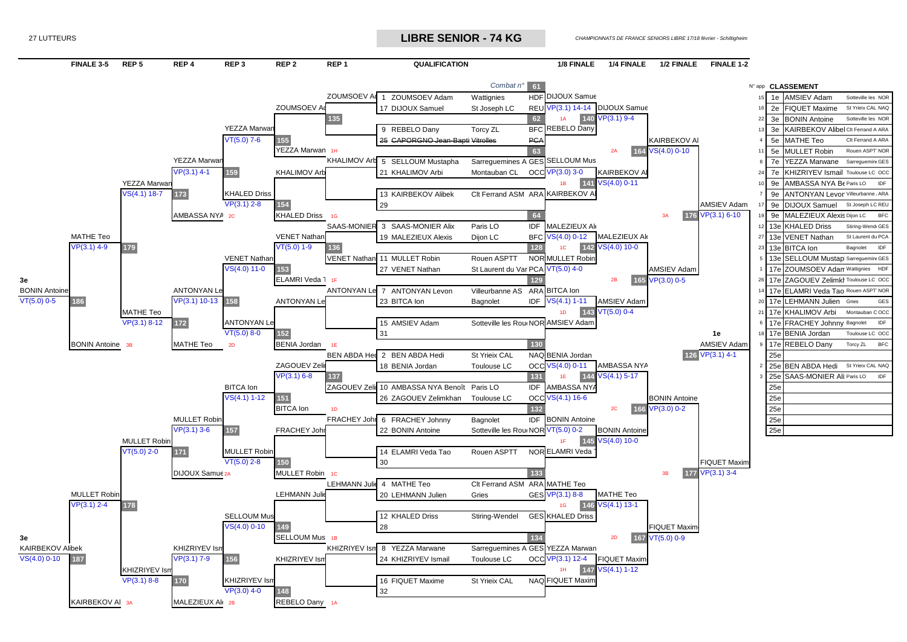27 LUTTEURS

# LIBRE SENIOR - 74 KG

*CHAMPIONNATS DE FRANCE SENIORS LIBRE 17/18 février - Schiltigheim*

## QUALIFICATION

| Combat n° | N° | Lutteur | Club | Ligue |
|---|---|---|---|---|
| 61 | 1 | ZOUMSOEV Adam | Wattignies | HDF |
| | 17 | DIJOUX Samuel | St Joseph LC | REU |
| 62 | 9 | REBELO Dany | Torcy ZL | BFC |
| | 25 | ~~CAPORGNO Jean-Baptiste~~ | ~~Vitrolles~~ | ~~PCA~~ |
| 63 | 5 | SELLOUM Mustapha | Sarreguemines A | GES |
| | 21 | KHALIMOV Arbi | Montauban CL | OCC |
| | 13 | KAIRBEKOV Alibek | Clt Ferrand ASM | ARA |
| | 29 | | | |
| 64 | 3 | SAAS-MONIER Alix | Paris LO | IDF |
| | 19 | MALEZIEUX Alexis | Dijon LC | BFC |
| 128 | 11 | MULLET Robin | Rouen ASPTT | NOR |
| | 27 | VENET Nathan | St Laurent du Var | PCA |
| 129 | 7 | ANTONYAN Levon | Villeurbanne AS | ARA |
| | 23 | BITCA Ion | Bagnolet | IDF |
| | 15 | AMSIEV Adam | Sotteville les Rouen | NOR |
| | 31 | | | |
| 130 | 2 | BEN ABDA Hedi | St Yrieix CAL | NAQ |
| | 18 | BENIA Jordan | Toulouse LC | OCC |
| 131 | 10 | AMBASSA NYA Benoît | Paris LO | IDF |
| | 26 | ZAGOUEV Zelimkhan | Toulouse LC | OCC |
| 132 | 6 | FRACHEY Johnny | Bagnolet | IDF |
| | 22 | BONIN Antoine | Sotteville les Rouen | NOR |
| | 14 | ELAMRI Veda Tao | Rouen ASPTT | NOR |
| | 30 | | | |
| 133 | 4 | MATHE Teo | Clt Ferrand ASM | ARA |
| | 20 | LEHMANN Julien | Gries | GES |
| | 12 | KHALED Driss | Stiring-Wendel | GES |
| | 28 | | | |
| 134 | 8 | YEZZA Marwane | Sarreguemines A | GES |
| | 24 | KHIZRIYEV Ismail | Toulouse LC | OCC |
| | 16 | FIQUET Maxime | St Yrieix CAL | NAQ |
| | 32 | | | |

## 1/8 FINALE

| Combat | Vainqueur | Résultat | Perdant |
|---|---|---|---|
| 140 | DIJOUX Samuel | VP(3.0) 14-14 | 1A |
| | REBELO Dany | | |
| 141 | SELLOUM Mus | VP(3.0) 3-0 | 1B |
| | KAIRBEKOV Al | | |
| 142 | MALEZIEUX Ale | VS(4.0) 0-12 | 1C |
| | MULLET Robin | | |
| 143 | BITCA Ion | VT(5.0) 4-0 | 1D |
| | AMSIEV Adam | | |
| 144 | BENIA Jordan | VS(4.0) 0-11 | 1E |
| | AMBASSA NYA | | |
| 145 | AMBASSA NYA / BONIN Antoine | VS(4.1) 16-6 / VT(5.0) 0-2 | 1F |
| | ELAMRI Veda | | |
| 146 | MATHE Teo | VP(3.1) 8-8 | 1G |
| | KHALED Driss | | |
| 147 | YEZZA Marwan | VP(3.1) 12-4 | 1H |
| | FIQUET Maxim | | |

## 1/4 FINALE

| Combat | Lutteurs | Résultat |
|---|---|---|
| 140 | DIJOUX Samue | VP(3.1) 9-4 |
| 141 | KAIRBEKOV Al | VS(4.0) 0-11 |
| 142 | MALEZIEUX Al | VS(4.0) 10-0 |
| 143 | AMSIEV Adam | VT(5.0) 0-4 |
| 144 | AMBASSA NYA | VS(4.1) 5-17 |
| 145 | BONIN Antoine | VS(4.0) 10-0 |
| 146 | MATHE Teo | VS(4.1) 13-1 |
| 147 | FIQUET Maxim | VS(4.1) 1-12 |

## 1/2 FINALE

| Combat | Vainqueur | Résultat | Perdant |
|---|---|---|---|
| 164 | KAIRBEKOV Al | VS(4.0) 0-10 | 2A |
| 165 | AMSIEV Adam | VP(3.0) 0-5 | 2B |
| 166 | BONIN Antoine | VP(3.0) 0-2 | 2C |
| 167 | FIQUET Maxim | VT(5.0) 0-9 | 2D |

## FINALE 1-2

| Combat | Vainqueur | Résultat | Perdant |
|---|---|---|---|
| 176 | AMSIEV Adam | VP(3.1) 6-10 | 3A |
| 177 | FIQUET Maxim | VP(3.1) 3-4 | 3B |
| 126 | **1e** AMSIEV Adam | VP(3.1) 4-1 | |

## REPÊCHAGES

| Combat | REP 1 | REP 2 | REP 3 | REP 4 | REP 5 | FINALE 3-5 |
|---|---|---|---|---|---|---|
| 135 | ZOUMSOEV Ad | ZOUMSOEV Ad | | | | |
| 155 | KHALIMOV Arb (1H: YEZZA Marwan) | YEZZA Marwan | YEZZA Marwan VT(5.0) 7-6 | | | |
| 159 | | | | YEZZA Marwan VP(3.1) 4-1 | | |
| 154 | | KHALIMOV Arb / KHALED Driss (1G) | KHALED Driss VP(3.1) 2-8 | | | |
| 173 | | | | AMBASSA NYA (2C) | YEZZA Marwan VS(4.1) 18-7 | |
| 136 | SAAS-MONIER | VENET Nathan VT(5.0) 1-9 | | | | |
| 153 | VENET Nathan | ELAMRI Veda T (1F) | VENET Nathan VS(4.0) 11-0 | | | |
| 152 | ANTONYAN Le | ANTONYAN Le | | | | |
| 158 | | BENIA Jordan (1E) | ANTONYAN Le VT(5.0) 8-0 | ANTONYAN Le VP(3.1) 10-13 | | |
| 172 | | | | MATHE Teo (2D) | MATHE Teo VP(3.1) 8-12 | |
| 179 | | | | | | MATHE Teo VP(3.1) 4-9 |
| 186 | | | | | BONIN Antoine (3B) | **3e** BONIN Antoine VT(5.0) 0-5 |
| 137 | BEN ABDA Hed | ZAGOUEV Zeli VP(3.1) 6-8 | | | | |
| 151 | ZAGOUEV Zeli | BITCA Ion (1D) | BITCA Ion VS(4.1) 1-12 | | | |
| 157 | | | | MULLET Robin VP(3.1) 3-6 | | |
| 150 | FRACHEY John | FRACHEY John | MULLET Robin VT(5.0) 2-8 | | | |
| | | MULLET Robin (1C) | | | | |
| 171 | | | | DIJOUX Samue (2A) | MULLET Robin VT(5.0) 2-0 | |
| 178 | | | | | | MULLET Robin VP(3.1) 2-4 |
| 149 | LEHMANN Julie | LEHMANN Julie | SELLOUM Mus VS(4.0) 0-10 | | | |
| | | SELLOUM Mus (1B) | | | | |
| 156 | KHIZRIYEV Ism | | | KHIZRIYEV Ism VP(3.1) 7-9 | | |
| 148 | | KHIZRIYEV Ism | KHIZRIYEV Ism VP(3.0) 4-0 | | | |
| | | REBELO Dany (1A) | | | | |
| 170 | | | | MALEZIEUX Al (2B) | KHIZRIYEV Ism VP(3.1) 8-8 | |
| 187 | | | | | KAIRBEKOV Al (3A) | **3e** KAIRBEKOV Alibek VS(4.0) 0-10 |

## CLASSEMENT

| N° app | Place | Nom | Club | Ligue |
|---|---|---|---|---|
| 15 | 1e | AMSIEV Adam | Sotteville les | NOR |
| 16 | 2e | FIQUET Maxime | St Yrieix CAL | NAQ |
| 22 | 3e | BONIN Antoine | Sotteville les | NOR |
| 13 | 3e | KAIRBEKOV Alibek | Clt Ferrand A | ARA |
| 4 | 5e | MATHE Teo | Clt Ferrand A | ARA |
| 11 | 5e | MULLET Robin | Rouen ASPTT | NOR |
| 8 | 7e | YEZZA Marwane | Sarreguemine | GES |
| 24 | 7e | KHIZRIYEV Ismail | Toulouse LC | OCC |
| 10 | 9e | AMBASSA NYA Be | Paris LO | IDF |
| 7 | 9e | ANTONYAN Levon | Villeurbanne | ARA |
| 17 | 9e | DIJOUX Samuel | St Joseph LC | REU |
| 19 | 9e | MALEZIEUX Alexis | Dijon LC | BFC |
| 12 | 13e | KHALED Driss | Stiring-Wend | GES |
| 27 | 13e | VENET Nathan | St Laurent du | PCA |
| 23 | 13e | BITCA Ion | Bagnolet | IDF |
| 5 | 13e | SELLOUM Mustap | Sarreguemine | GES |
| 1 | 17e | ZOUMSOEV Adam | Wattignies | HDF |
| 26 | 17e | ZAGOUEV Zelimkh | Toulouse LC | OCC |
| 14 | 17e | ELAMRI Veda Tao | Rouen ASPTT | NOR |
| 20 | 17e | LEHMANN Julien | Gries | GES |
| 21 | 17e | KHALIMOV Arbi | Montauban C | OCC |
| 6 | 17e | FRACHEY Johnny | Bagnolet | IDF |
| 18 | 17e | BENIA Jordan | Toulouse LC | OCC |
| 9 | 17e | REBELO Dany | Torcy ZL | BFC |
| | 25e | | | |
| 2 | 25e | BEN ABDA Hedi | St Yrieix CAL | NAQ |
| 3 | 25e | SAAS-MONIER Ali | Paris LO | IDF |
| | 25e | | | |
| | 25e | | | |
| | 25e | | | |
| | 25e | | | |
| | 25e | | | |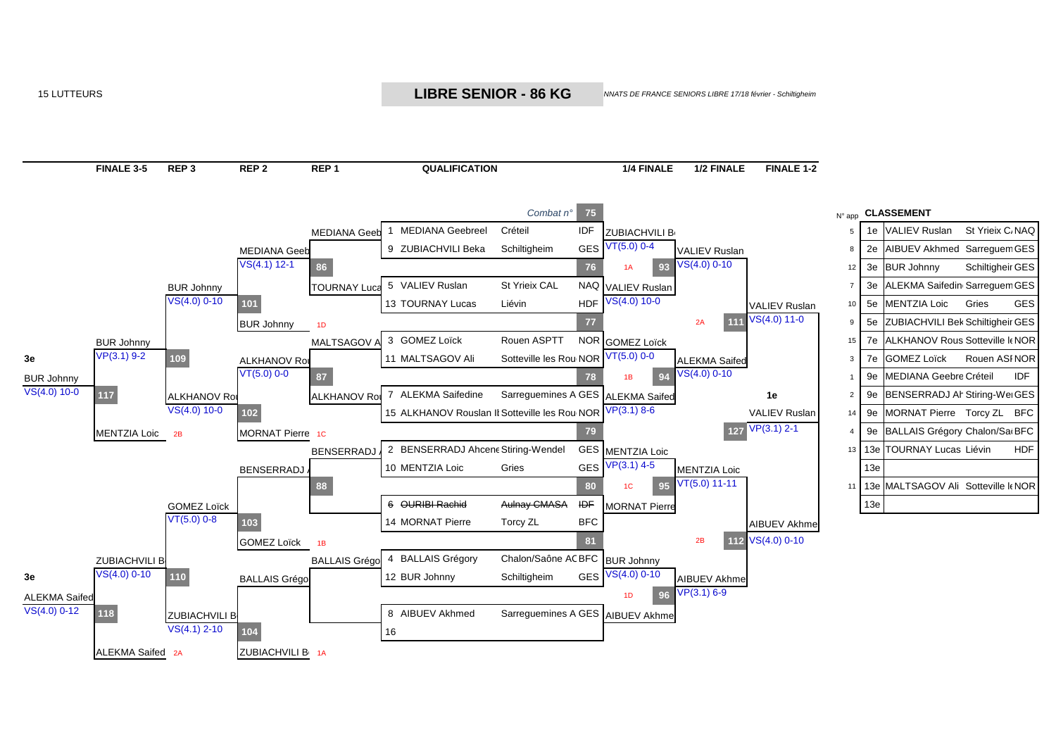15 LUTTEURS

## LIBRE SENIOR - 86 KG

*NNATS DE FRANCE SENIORS LIBRE 17/18 février - Schiltigheim*

| FINALE 3-5 | REP 3 | REP 2 | REP 1 | QUALIFICATION | 1/4 FINALE | 1/2 FINALE | FINALE 1-2 |
|---|---|---|---|---|---|---|---|

### QUALIFICATION

| Combat n° | N° | Lutteur | Club | Ligue | Vainqueur 1/4 | Résultat |
|---|---|---|---|---|---|---|
| 75 | 1 | MEDIANA Geebreel | Créteil | IDF | ZUBIACHVILI B | VT(5.0) 0-4 |
| | 9 | ZUBIACHVILI Beka | Schiltigheim | GES | | |
| 76 | 5 | VALIEV Ruslan | St Yrieix CAL | NAQ | VALIEV Ruslan | VS(4.0) 10-0 |
| | 13 | TOURNAY Lucas | Liévin | HDF | | |
| 77 | 3 | GOMEZ Loïck | Rouen ASPTT | NOR | GOMEZ Loïck | VT(5.0) 0-0 |
| | 11 | MALTSAGOV Ali | Sotteville les Rou | NOR | | |
| 78 | 7 | ALEKMA Saifedine | Sarreguemines A | GES | ALEKMA Saifed | VP(3.1) 8-6 |
| | 15 | ALKHANOV Rouslan I | Sotteville les Rou | NOR | | |
| 79 | 2 | BENSERRADJ Ahcene | Stiring-Wendel | GES | MENTZIA Loic | VP(3.1) 4-5 |
| | 10 | MENTZIA Loic | Gries | GES | | |
| 80 | 6 | ~~OURIBI Rachid~~ | ~~Aulnay CMASA~~ | ~~IDF~~ | MORNAT Pierre | |
| | 14 | MORNAT Pierre | Torcy ZL | BFC | | |
| 81 | 4 | BALLAIS Grégory | Chalon/Saône AC | BFC | BUR Johnny | VS(4.0) 0-10 |
| | 12 | BUR Johnny | Schiltigheim | GES | | |
| | 8 | AIBUEV Akhmed | Sarreguemines A | GES | AIBUEV Akhme | |
| | 16 | | | | | |

### 1/4 FINALE

| Combat n° | Vainqueur | Résultat |
|---|---|---|
| 93 | VALIEV Ruslan | VS(4.0) 0-10 |
| 94 | ALEKMA Saifed | VS(4.0) 0-10 |
| 95 | MENTZIA Loic | VT(5.0) 11-11 |
| 96 | AIBUEV Akhme | VP(3.1) 6-9 |

Perdants : 1A (ZUBIACHVILI B), 1B (GOMEZ Loïck), 1C (MORNAT Pierre), 1D (BUR Johnny)

### 1/2 FINALE

| Combat n° | Vainqueur | Résultat |
|---|---|---|
| 111 | VALIEV Ruslan | VS(4.0) 11-0 |
| 112 | AIBUEV Akhme | VS(4.0) 0-10 |

Perdants : 2A (ALEKMA Saifed), 2B (MENTZIA Loic)

### FINALE 1-2

| Combat n° | 1e | Résultat |
|---|---|---|
| 127 | VALIEV Ruslan | VP(3.1) 2-1 |

### REPÊCHAGES

**REP 1**

| Combat n° | Lutteurs | Vainqueur |
|---|---|---|
| 86 | MEDIANA Geeb / TOURNAY Luca | MEDIANA Geeb |
| 87 | MALTSAGOV A / ALKHANOV Rou | ALKHANOV Rou |
| 88 | BENSERRADJ / OURIBI | BENSERRADJ |
| | BALLAIS Grégo | BALLAIS Grégo |

**REP 2**

| Combat n° | Lutteurs | Vainqueur | Résultat |
|---|---|---|---|
| 101 | MEDIANA Geeb / BUR Johnny (1D) | BUR Johnny | VS(4.1) 12-1 |
| 102 | ALKHANOV Rou / MORNAT Pierre (1C) | ALKHANOV Rou | VT(5.0) 0-0 |
| 103 | BENSERRADJ / GOMEZ Loïck (1B) | GOMEZ Loïck | |
| 104 | BALLAIS Grégo / ZUBIACHVILI B (1A) | ZUBIACHVILI B | |

**REP 3**

| Combat n° | Lutteurs | Vainqueur | Résultat |
|---|---|---|---|
| 109 | BUR Johnny / ALKHANOV Rou | BUR Johnny | VS(4.0) 0-10 |
| 110 | GOMEZ Loïck / ZUBIACHVILI B | ZUBIACHVILI B | VT(5.0) 0-8 |

Résultats : ALKHANOV Rou VS(4.0) 10-0 ; ZUBIACHVILI B VS(4.1) 2-10

**FINALE 3-5**

| Combat n° | Lutteurs | 3e | Résultat |
|---|---|---|---|
| 117 | BUR Johnny / MENTZIA Loic (2B) | BUR Johnny | VS(4.0) 10-0 |
| 118 | ZUBIACHVILI B / ALEKMA Saifed (2A) | ALEKMA Saifed | VS(4.0) 0-12 |

Résultats : BUR Johnny VP(3.1) 9-2 ; ZUBIACHVILI B VS(4.0) 0-10

### CLASSEMENT

| N° app | Place | Nom | Club | Ligue |
|---|---|---|---|---|
| 5 | 1e | VALIEV Ruslan | St Yrieix C. | NAQ |
| 8 | 2e | AIBUEV Akhmed | Sarreguem | GES |
| 12 | 3e | BUR Johnny | Schiltigheir | GES |
| 7 | 3e | ALEKMA Saifedin | Sarreguem | GES |
| 10 | 5e | MENTZIA Loic | Gries | GES |
| 9 | 5e | ZUBIACHVILI Bek | Schiltigheir | GES |
| 15 | 7e | ALKHANOV Rous | Sotteville le | NOR |
| 3 | 7e | GOMEZ Loïck | Rouen ASI | NOR |
| 1 | 9e | MEDIANA Geebre | Créteil | IDF |
| 2 | 9e | BENSERRADJ Ah | Stiring-Wei | GES |
| 14 | 9e | MORNAT Pierre | Torcy ZL | BFC |
| 4 | 9e | BALLAIS Grégory | Chalon/Sa | BFC |
| 13 | 13e | TOURNAY Lucas | Liévin | HDF |
| | 13e | | | |
| 11 | 13e | MALTSAGOV Ali | Sotteville le | NOR |
| | 13e | | | |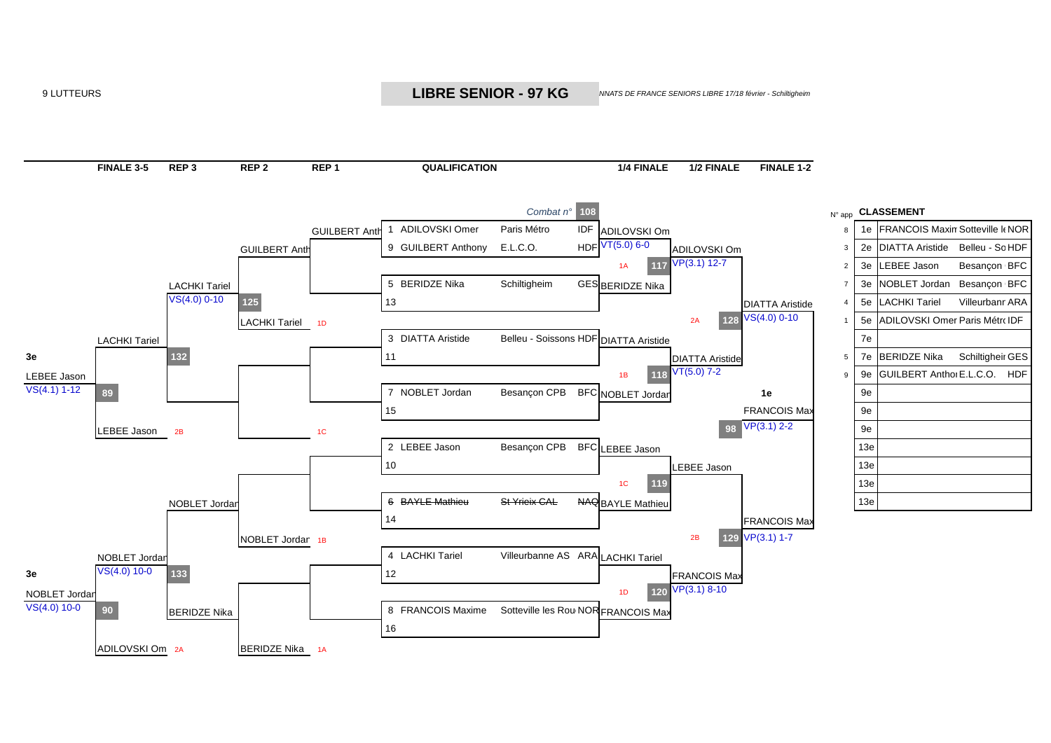9 LUTTEURS

# LIBRE SENIOR - 97 KG

*NNATS DE FRANCE SENIORS LIBRE 17/18 février - Schiltigheim*

FINALE 3-5 | REP 3 | REP 2 | REP 1 | QUALIFICATION | 1/4 FINALE | 1/2 FINALE | FINALE 1-2

## QUALIFICATION

*Combat n°* 108

| N° | Lutteur | Club | Ligue |
|---|---|---|---|
| 1 | ADILOVSKI Omer | Paris Métro | IDF |
| 9 | GUILBERT Anthony | E.L.C.O. | HDF |
| 5 | BERIDZE Nika | Schiltigheim | GES |
| 13 | | | |
| 3 | DIATTA Aristide | Belleu - Soissons | HDF |
| 11 | | | |
| 7 | NOBLET Jordan | Besançon CPB | BFC |
| 15 | | | |
| 2 | LEBEE Jason | Besançon CPB | BFC |
| 10 | | | |
| 6 | ~~BAYLE Mathieu~~ | ~~St Yrieix CAL~~ | ~~NAQ~~ |
| 14 | | | |
| 4 | LACHKI Tariel | Villeurbanne AS | ARA |
| 12 | | | |
| 8 | FRANCOIS Maxime | Sotteville les Rou | NOR |
| 16 | | | |

## 1/4 FINALE

- ADILOVSKI Om — VT(5.0) 6-0
- BERIDZE Nika — 1A — 117
- DIATTA Aristide
- NOBLET Jordan — 1B — 118
- LEBEE Jason
- BAYLE Mathieu — 1C — 119
- LACHKI Tariel
- FRANCOIS Max — 1D — 120

## 1/2 FINALE

- ADILOVSKI Om — VP(3.1) 12-7
- DIATTA Aristide — VT(5.0) 7-2 — 2A — 128
- LEBEE Jason
- FRANCOIS Max — VP(3.1) 8-10 — 2B — 129

## FINALE 1-2

- DIATTA Aristide — VS(4.0) 0-10
- FRANCOIS Max — VP(3.1) 1-7
- 1e: FRANCOIS Max — VP(3.1) 2-2 — 98

## REPÊCHAGES

- REP 1: GUILBERT Anth; LACHKI Tariel 1D; 1C; NOBLET Jordan 1B; BERIDZE Nika 1A
- REP 2: GUILBERT Anth; LACHKI Tariel; NOBLET Jordan; BERIDZE Nika
- REP 3: LACHKI Tariel — VS(4.0) 0-10 — 125; NOBLET Jordan; BERIDZE Nika
- FINALE 3-5: LACHKI Tariel — 132; LEBEE Jason 2B; NOBLET Jordan — VS(4.0) 10-0 — 133; ADILOVSKI Om 2A
- 3e: LEBEE Jason — VS(4.1) 1-12 — 89
- 3e: NOBLET Jordan — VS(4.0) 10-0 — 90

## CLASSEMENT

| N° app | | Lutteur | Club | Ligue |
|---|---|---|---|---|
| 8 | 1e | FRANCOIS Maxim | Sotteville le | NOR |
| 3 | 2e | DIATTA Aristide | Belleu - So | HDF |
| 2 | 3e | LEBEE Jason | Besançon | BFC |
| 7 | 3e | NOBLET Jordan | Besançon | BFC |
| 4 | 5e | LACHKI Tariel | Villeurbann | ARA |
| 1 | 5e | ADILOVSKI Omer | Paris Métro | IDF |
| | 7e | | | |
| 5 | 7e | BERIDZE Nika | Schiltigheim | GES |
| 9 | 9e | GUILBERT Anthony | E.L.C.O. | HDF |
| | 9e | | | |
| | 9e | | | |
| | 9e | | | |
| | 13e | | | |
| | 13e | | | |
| | 13e | | | |
| | 13e | | | |